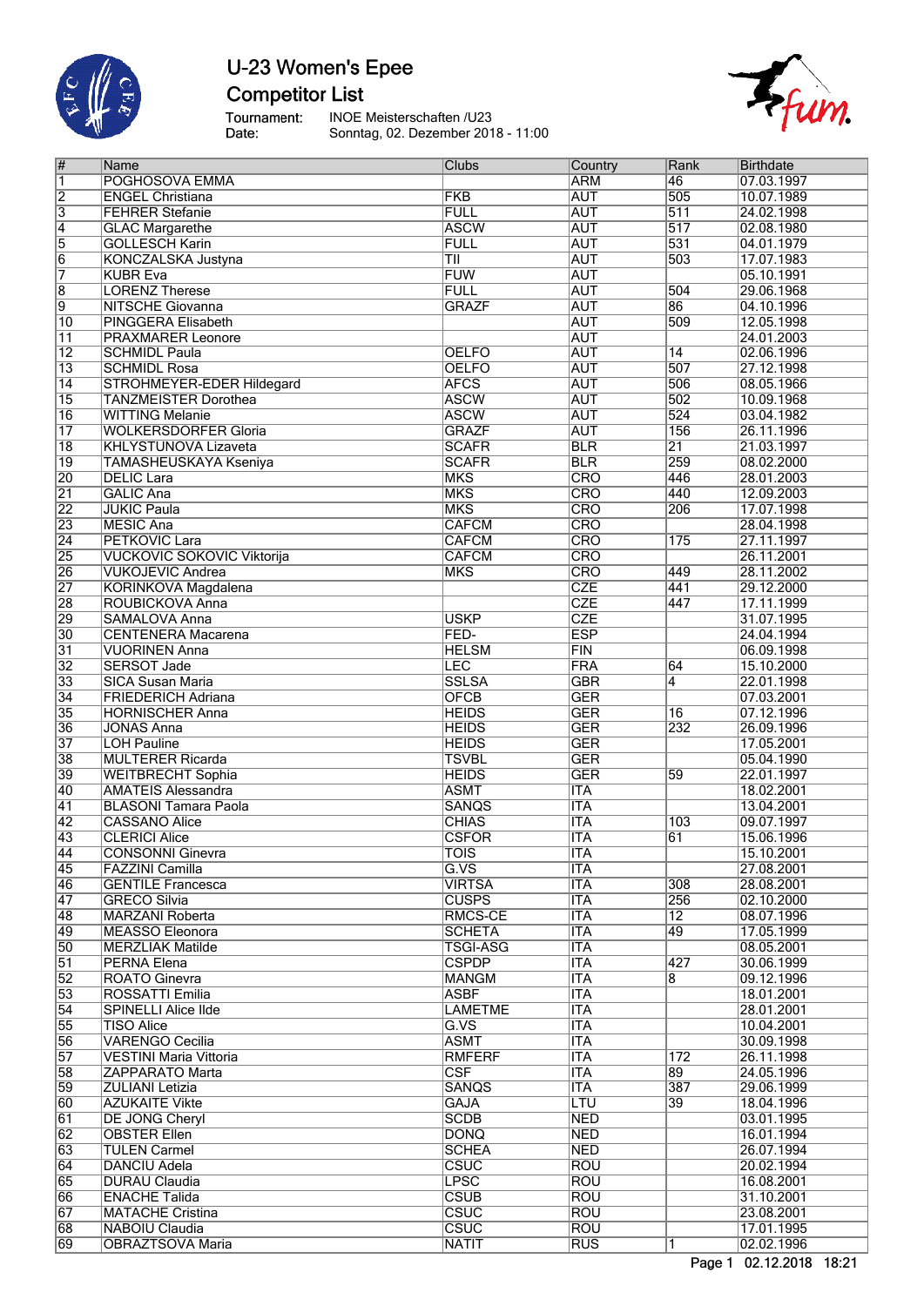# U-23 Women's Epee

## Competitor List

Tournament: INOE Meisterschaften /U23
Date: Sonntag, 02. Dezember 2018 - 11:00

| # | Name | Clubs | Country | Rank | Birthdate |
|---|---|---|---|---|---|
| 1 | POGHOSOVA EMMA | | ARM | 46 | 07.03.1997 |
| 2 | ENGEL Christiana | FKB | AUT | 505 | 10.07.1989 |
| 3 | FEHRER Stefanie | FULL | AUT | 511 | 24.02.1998 |
| 4 | GLAC Margarethe | ASCW | AUT | 517 | 02.08.1980 |
| 5 | GOLLESCH Karin | FULL | AUT | 531 | 04.01.1979 |
| 6 | KONCZALSKA Justyna | TII | AUT | 503 | 17.07.1983 |
| 7 | KUBR Eva | FUW | AUT | | 05.10.1991 |
| 8 | LORENZ Therese | FULL | AUT | 504 | 29.06.1968 |
| 9 | NITSCHE Giovanna | GRAZF | AUT | 86 | 04.10.1996 |
| 10 | PINGGERA Elisabeth | | AUT | 509 | 12.05.1998 |
| 11 | PRAXMARER Leonore | | AUT | | 24.01.2003 |
| 12 | SCHMIDL Paula | OELFO | AUT | 14 | 02.06.1996 |
| 13 | SCHMIDL Rosa | OELFO | AUT | 507 | 27.12.1998 |
| 14 | STROHMEYER-EDER Hildegard | AFCS | AUT | 506 | 08.05.1966 |
| 15 | TANZMEISTER Dorothea | ASCW | AUT | 502 | 10.09.1968 |
| 16 | WITTING Melanie | ASCW | AUT | 524 | 03.04.1982 |
| 17 | WOLKERSDORFER Gloria | GRAZF | AUT | 156 | 26.11.1996 |
| 18 | KHLYSTUNOVA Lizaveta | SCAFR | BLR | 21 | 21.03.1997 |
| 19 | TAMASHEUSKAYA Kseniya | SCAFR | BLR | 259 | 08.02.2000 |
| 20 | DELIC Lara | MKS | CRO | 446 | 28.01.2003 |
| 21 | GALIC Ana | MKS | CRO | 440 | 12.09.2003 |
| 22 | JUKIC Paula | MKS | CRO | 206 | 17.07.1998 |
| 23 | MESIC Ana | CAFCM | CRO | | 28.04.1998 |
| 24 | PETKOVIC Lara | CAFCM | CRO | 175 | 27.11.1997 |
| 25 | VUCKOVIC SOKOVIC Viktorija | CAFCM | CRO | | 26.11.2001 |
| 26 | VUKOJEVIC Andrea | MKS | CRO | 449 | 28.11.2002 |
| 27 | KORINKOVA Magdalena | | CZE | 441 | 29.12.2000 |
| 28 | ROUBICKOVA Anna | | CZE | 447 | 17.11.1999 |
| 29 | SAMALOVA Anna | USKP | CZE | | 31.07.1995 |
| 30 | CENTENERA Macarena | FED- | ESP | | 24.04.1994 |
| 31 | VUORINEN Anna | HELSM | FIN | | 06.09.1998 |
| 32 | SERSOT Jade | LEC | FRA | 64 | 15.10.2000 |
| 33 | SICA Susan Maria | SSLSA | GBR | 4 | 22.01.1998 |
| 34 | FRIEDERICH Adriana | OFCB | GER | | 07.03.2001 |
| 35 | HORNISCHER Anna | HEIDS | GER | 16 | 07.12.1996 |
| 36 | JONAS Anna | HEIDS | GER | 232 | 26.09.1996 |
| 37 | LOH Pauline | HEIDS | GER | | 17.05.2001 |
| 38 | MULTERER Ricarda | TSVBL | GER | | 05.04.1990 |
| 39 | WEITBRECHT Sophia | HEIDS | GER | 59 | 22.01.1997 |
| 40 | AMATEIS Alessandra | ASMT | ITA | | 18.02.2001 |
| 41 | BLASONI Tamara Paola | SANQS | ITA | | 13.04.2001 |
| 42 | CASSANO Alice | CHIAS | ITA | 103 | 09.07.1997 |
| 43 | CLERICI Alice | CSFOR | ITA | 61 | 15.06.1996 |
| 44 | CONSONNI Ginevra | TOIS | ITA | | 15.10.2001 |
| 45 | FAZZINI Camilla | G.VS | ITA | | 27.08.2001 |
| 46 | GENTILE Francesca | VIRTSA | ITA | 308 | 28.08.2001 |
| 47 | GRECO Silvia | CUSPS | ITA | 256 | 02.10.2000 |
| 48 | MARZANI Roberta | RMCS-CE | ITA | 12 | 08.07.1996 |
| 49 | MEASSO Eleonora | SCHETA | ITA | 49 | 17.05.1999 |
| 50 | MERZLIAK Matilde | TSGI-ASG | ITA | | 08.05.2001 |
| 51 | PERNA Elena | CSPDP | ITA | 427 | 30.06.1999 |
| 52 | ROATO Ginevra | MANGM | ITA | 8 | 09.12.1996 |
| 53 | ROSSATTI Emilia | ASBF | ITA | | 18.01.2001 |
| 54 | SPINELLI Alice Ilde | LAMETME | ITA | | 28.01.2001 |
| 55 | TISO Alice | G.VS | ITA | | 10.04.2001 |
| 56 | VARENGO Cecilia | ASMT | ITA | | 30.09.1998 |
| 57 | VESTINI Maria Vittoria | RMFERF | ITA | 172 | 26.11.1998 |
| 58 | ZAPPARATO Marta | CSF | ITA | 89 | 24.05.1996 |
| 59 | ZULIANI Letizia | SANQS | ITA | 387 | 29.06.1999 |
| 60 | AZUKAITE Vikte | GAJA | LTU | 39 | 18.04.1996 |
| 61 | DE JONG Cheryl | SCDB | NED | | 03.01.1995 |
| 62 | OBSTER Ellen | DONQ | NED | | 16.01.1994 |
| 63 | TULEN Carmel | SCHEA | NED | | 26.07.1994 |
| 64 | DANCIU Adela | CSUC | ROU | | 20.02.1994 |
| 65 | DURAU Claudia | LPSC | ROU | | 16.08.2001 |
| 66 | ENACHE Talida | CSUB | ROU | | 31.10.2001 |
| 67 | MATACHE Cristina | CSUC | ROU | | 23.08.2001 |
| 68 | NABOIU Claudia | CSUC | ROU | | 17.01.1995 |
| 69 | OBRAZTSOVA Maria | NATIT | RUS | 1 | 02.02.1996 |

02.12.2018 18:21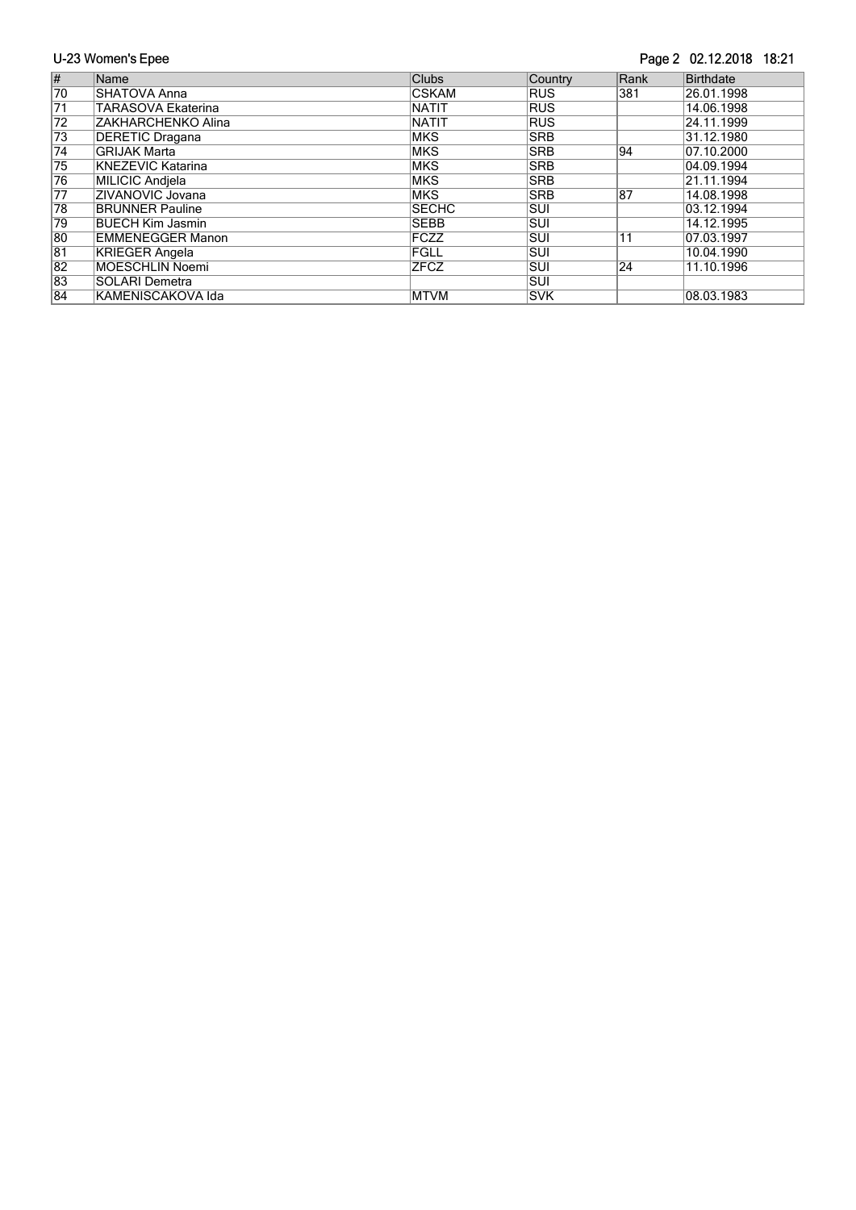| # | Name | Clubs | Country | Rank | Birthdate |
|---|---|---|---|---|---|
| 70 | SHATOVA Anna | CSKAM | RUS | 381 | 26.01.1998 |
| 71 | TARASOVA Ekaterina | NATIT | RUS | | 14.06.1998 |
| 72 | ZAKHARCHENKO Alina | NATIT | RUS | | 24.11.1999 |
| 73 | DERETIC Dragana | MKS | SRB | | 31.12.1980 |
| 74 | GRIJAK Marta | MKS | SRB | 94 | 07.10.2000 |
| 75 | KNEZEVIC Katarina | MKS | SRB | | 04.09.1994 |
| 76 | MILICIC Andjela | MKS | SRB | | 21.11.1994 |
| 77 | ZIVANOVIC Jovana | MKS | SRB | 87 | 14.08.1998 |
| 78 | BRUNNER Pauline | SECHC | SUI | | 03.12.1994 |
| 79 | BUECH Kim Jasmin | SEBB | SUI | | 14.12.1995 |
| 80 | EMMENEGGER Manon | FCZZ | SUI | 11 | 07.03.1997 |
| 81 | KRIEGER Angela | FGLL | SUI | | 10.04.1990 |
| 82 | MOESCHLIN Noemi | ZFCZ | SUI | 24 | 11.10.1996 |
| 83 | SOLARI Demetra | | SUI | | |
| 84 | KAMENISCAKOVA Ida | MTVM | SVK | | 08.03.1983 |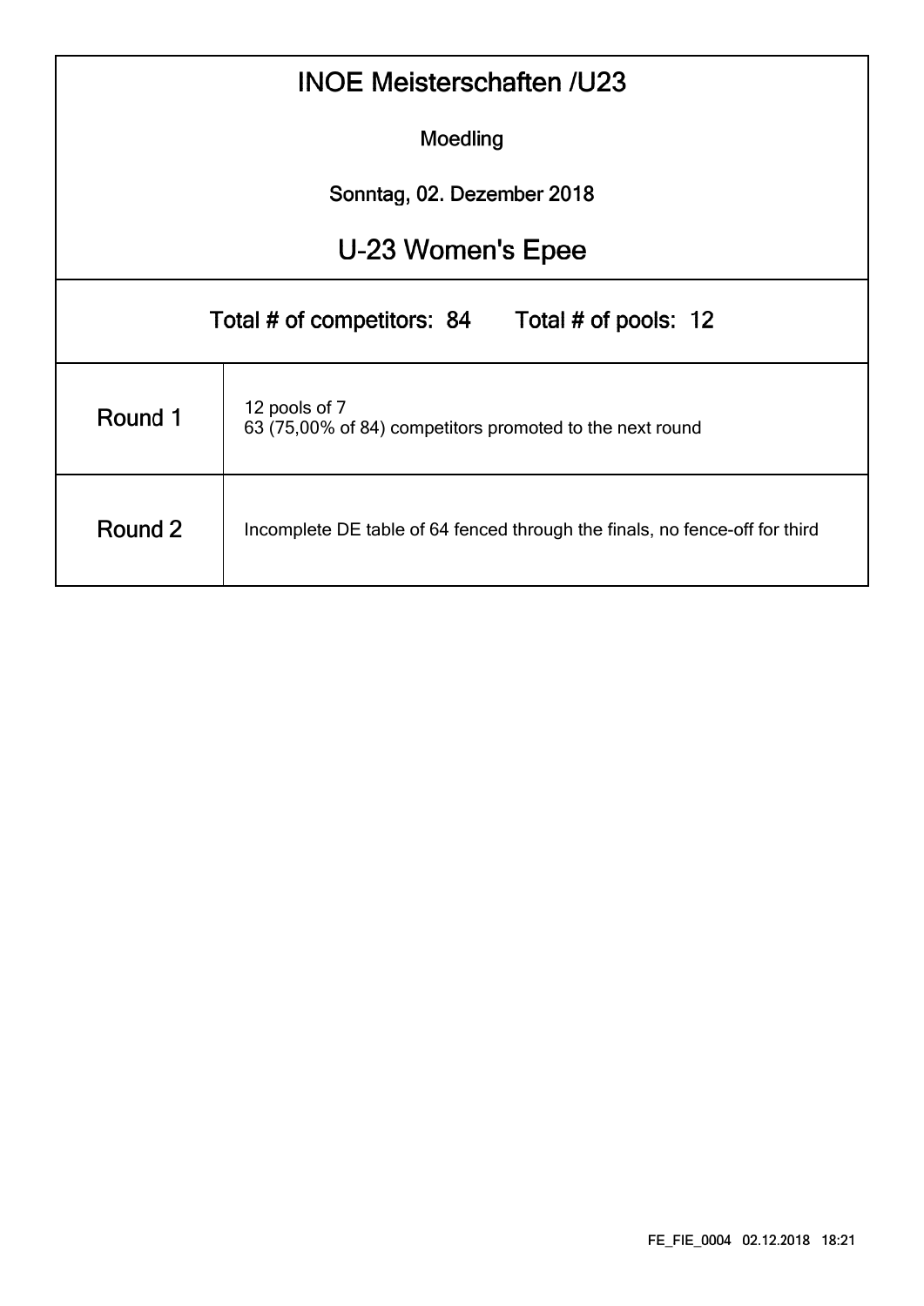# INOE Meisterschaften /U23

Moedling

Sonntag, 02. Dezember 2018

## U-23 Women's Epee

Total # of competitors: 84    Total # of pools: 12

| | |
|---|---|
| Round 1 | 12 pools of 7<br>63 (75,00% of 84) competitors promoted to the next round |
| Round 2 | Incomplete DE table of 64 fenced through the finals, no fence-off for third |

FE_FIE_0004 02.12.2018 18:21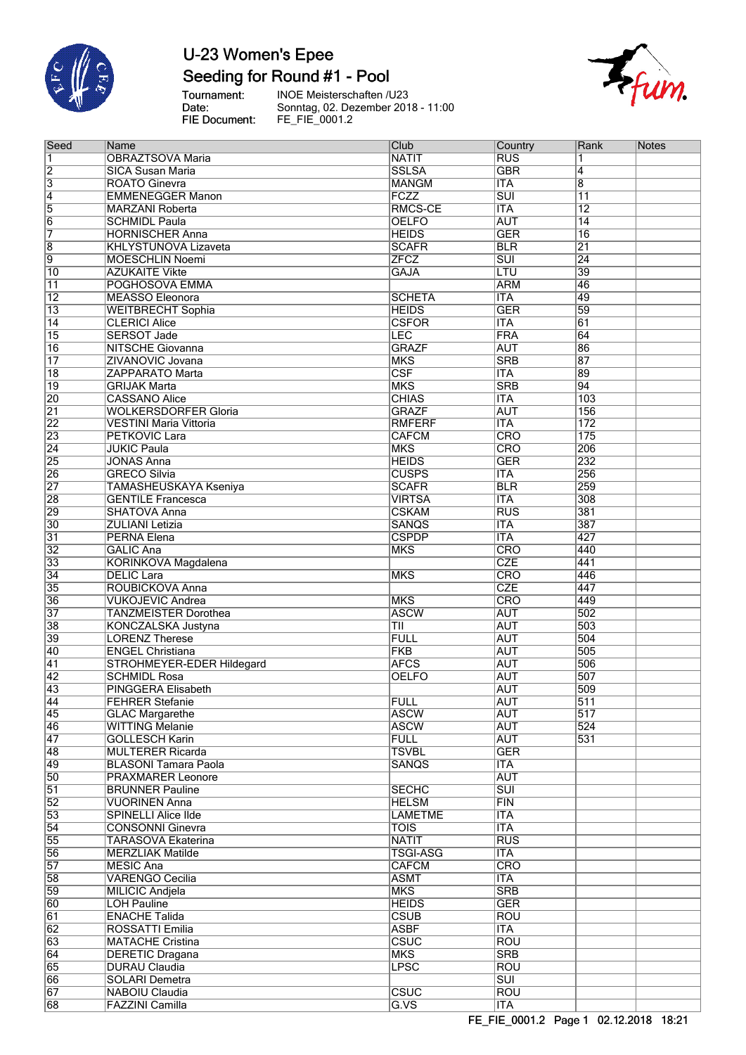# U-23 Women's Epee

## Seeding for Round #1 - Pool

Tournament: INOE Meisterschaften /U23
Date: Sonntag, 02. Dezember 2018 - 11:00
FIE Document: FE_FIE_0001.2

| Seed | Name | Club | Country | Rank | Notes |
|---|---|---|---|---|---|
| 1 | OBRAZTSOVA Maria | NATIT | RUS | 1 | |
| 2 | SICA Susan Maria | SSLSA | GBR | 4 | |
| 3 | ROATO Ginevra | MANGM | ITA | 8 | |
| 4 | EMMENEGGER Manon | FCZZ | SUI | 11 | |
| 5 | MARZANI Roberta | RMCS-CE | ITA | 12 | |
| 6 | SCHMIDL Paula | OELFO | AUT | 14 | |
| 7 | HORNISCHER Anna | HEIDS | GER | 16 | |
| 8 | KHLYSTUNOVA Lizaveta | SCAFR | BLR | 21 | |
| 9 | MOESCHLIN Noemi | ZFCZ | SUI | 24 | |
| 10 | AZUKAITE Vikte | GAJA | LTU | 39 | |
| 11 | POGHOSOVA EMMA | | ARM | 46 | |
| 12 | MEASSO Eleonora | SCHETA | ITA | 49 | |
| 13 | WEITBRECHT Sophia | HEIDS | GER | 59 | |
| 14 | CLERICI Alice | CSFOR | ITA | 61 | |
| 15 | SERSOT Jade | LEC | FRA | 64 | |
| 16 | NITSCHE Giovanna | GRAZF | AUT | 86 | |
| 17 | ZIVANOVIC Jovana | MKS | SRB | 87 | |
| 18 | ZAPPARATO Marta | CSF | ITA | 89 | |
| 19 | GRIJAK Marta | MKS | SRB | 94 | |
| 20 | CASSANO Alice | CHIAS | ITA | 103 | |
| 21 | WOLKERSDORFER Gloria | GRAZF | AUT | 156 | |
| 22 | VESTINI Maria Vittoria | RMFERF | ITA | 172 | |
| 23 | PETKOVIC Lara | CAFCM | CRO | 175 | |
| 24 | JUKIC Paula | MKS | CRO | 206 | |
| 25 | JONAS Anna | HEIDS | GER | 232 | |
| 26 | GRECO Silvia | CUSPS | ITA | 256 | |
| 27 | TAMASHEUSKAYA Kseniya | SCAFR | BLR | 259 | |
| 28 | GENTILE Francesca | VIRTSA | ITA | 308 | |
| 29 | SHATOVA Anna | CSKAM | RUS | 381 | |
| 30 | ZULIANI Letizia | SANQS | ITA | 387 | |
| 31 | PERNA Elena | CSPDP | ITA | 427 | |
| 32 | GALIC Ana | MKS | CRO | 440 | |
| 33 | KORINKOVA Magdalena | | CZE | 441 | |
| 34 | DELIC Lara | MKS | CRO | 446 | |
| 35 | ROUBICKOVA Anna | | CZE | 447 | |
| 36 | VUKOJEVIC Andrea | MKS | CRO | 449 | |
| 37 | TANZMEISTER Dorothea | ASCW | AUT | 502 | |
| 38 | KONCZALSKA Justyna | TII | AUT | 503 | |
| 39 | LORENZ Therese | FULL | AUT | 504 | |
| 40 | ENGEL Christiana | FKB | AUT | 505 | |
| 41 | STROHMEYER-EDER Hildegard | AFCS | AUT | 506 | |
| 42 | SCHMIDL Rosa | OELFO | AUT | 507 | |
| 43 | PINGGERA Elisabeth | | AUT | 509 | |
| 44 | FEHRER Stefanie | FULL | AUT | 511 | |
| 45 | GLAC Margarethe | ASCW | AUT | 517 | |
| 46 | WITTING Melanie | ASCW | AUT | 524 | |
| 47 | GOLLESCH Karin | FULL | AUT | 531 | |
| 48 | MULTERER Ricarda | TSVBL | GER | | |
| 49 | BLASONI Tamara Paola | SANQS | ITA | | |
| 50 | PRAXMARER Leonore | | AUT | | |
| 51 | BRUNNER Pauline | SECHC | SUI | | |
| 52 | VUORINEN Anna | HELSM | FIN | | |
| 53 | SPINELLI Alice Ilde | LAMETME | ITA | | |
| 54 | CONSONNI Ginevra | TOIS | ITA | | |
| 55 | TARASOVA Ekaterina | NATIT | RUS | | |
| 56 | MERZLIAK Matilde | TSGI-ASG | ITA | | |
| 57 | MESIC Ana | CAFCM | CRO | | |
| 58 | VARENGO Cecilia | ASMT | ITA | | |
| 59 | MILICIC Andjela | MKS | SRB | | |
| 60 | LOH Pauline | HEIDS | GER | | |
| 61 | ENACHE Talida | CSUB | ROU | | |
| 62 | ROSSATTI Emilia | ASBF | ITA | | |
| 63 | MATACHE Cristina | CSUC | ROU | | |
| 64 | DERETIC Dragana | MKS | SRB | | |
| 65 | DURAU Claudia | LPSC | ROU | | |
| 66 | SOLARI Demetra | | SUI | | |
| 67 | NABOIU Claudia | CSUC | ROU | | |
| 68 | FAZZINI Camilla | G.VS | ITA | | |

FE_FIE_0001.2 Page 1 02.12.2018 18:21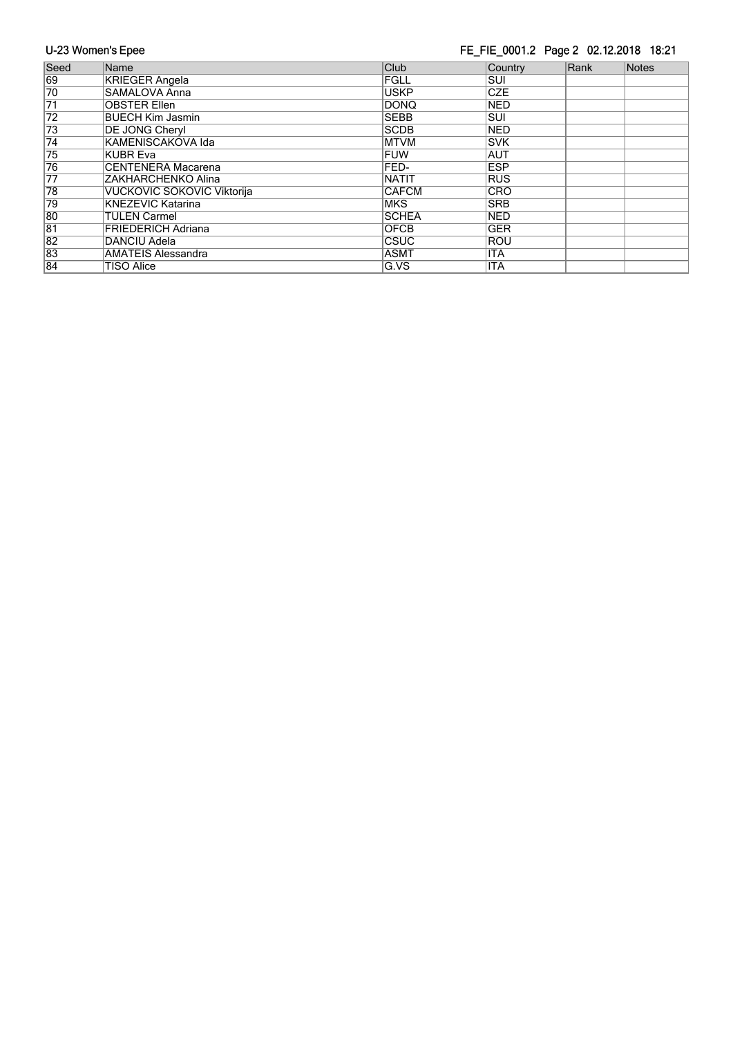| Seed | Name | Club | Country | Rank | Notes |
| --- | --- | --- | --- | --- | --- |
| 69 | KRIEGER Angela | FGLL | SUI | | |
| 70 | SAMALOVA Anna | USKP | CZE | | |
| 71 | OBSTER Ellen | DONQ | NED | | |
| 72 | BUECH Kim Jasmin | SEBB | SUI | | |
| 73 | DE JONG Cheryl | SCDB | NED | | |
| 74 | KAMENISCAKOVA Ida | MTVM | SVK | | |
| 75 | KUBR Eva | FUW | AUT | | |
| 76 | CENTENERA Macarena | FED- | ESP | | |
| 77 | ZAKHARCHENKO Alina | NATIT | RUS | | |
| 78 | VUCKOVIC SOKOVIC Viktorija | CAFCM | CRO | | |
| 79 | KNEZEVIC Katarina | MKS | SRB | | |
| 80 | TULEN Carmel | SCHEA | NED | | |
| 81 | FRIEDERICH Adriana | OFCB | GER | | |
| 82 | DANCIU Adela | CSUC | ROU | | |
| 83 | AMATEIS Alessandra | ASMT | ITA | | |
| 84 | TISO Alice | G.VS | ITA | | |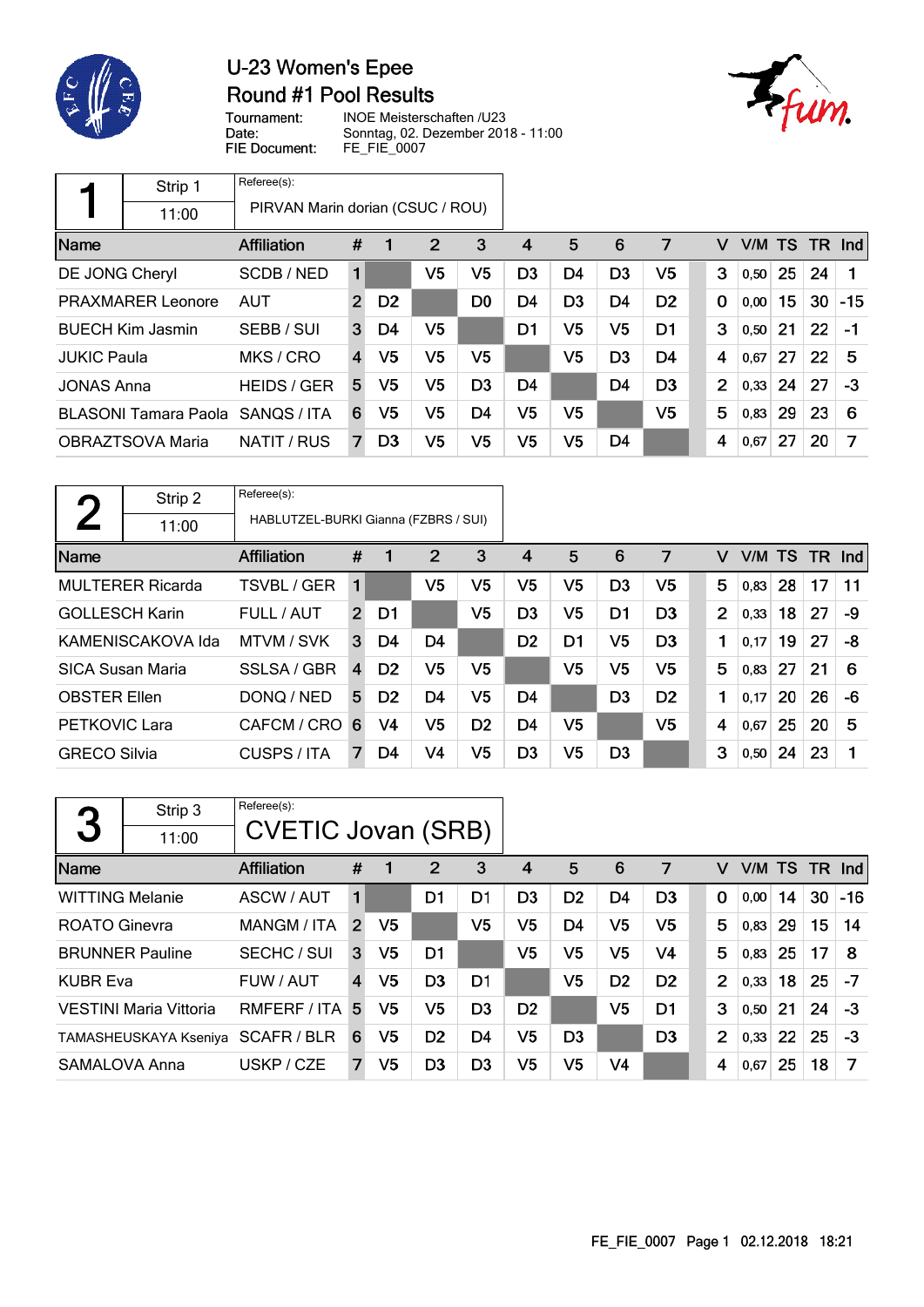# U-23 Women's Epee

## Round #1 Pool Results

Tournament: INOE Meisterschaften /U23
Date: Sonntag, 02. Dezember 2018 - 11:00
FIE Document: FE_FIE_0007

### 1 — Strip 1 — 11:00

Referee(s): PIRVAN Marin dorian (CSUC / ROU)

| Name | Affiliation | # | 1 | 2 | 3 | 4 | 5 | 6 | 7 | V | V/M | TS | TR | Ind |
|---|---|---|---|---|---|---|---|---|---|---|---|---|---|---|
| DE JONG Cheryl | SCDB / NED | 1 | | V5 | V5 | D3 | D4 | D3 | V5 | 3 | 0,50 | 25 | 24 | 1 |
| PRAXMARER Leonore | AUT | 2 | D2 | | D0 | D4 | D3 | D4 | D2 | 0 | 0,00 | 15 | 30 | -15 |
| BUECH Kim Jasmin | SEBB / SUI | 3 | D4 | V5 | | D1 | V5 | V5 | D1 | 3 | 0,50 | 21 | 22 | -1 |
| JUKIC Paula | MKS / CRO | 4 | V5 | V5 | V5 | | V5 | D3 | D4 | 4 | 0,67 | 27 | 22 | 5 |
| JONAS Anna | HEIDS / GER | 5 | V5 | V5 | D3 | D4 | | D4 | D3 | 2 | 0,33 | 24 | 27 | -3 |
| BLASONI Tamara Paola | SANQS / ITA | 6 | V5 | V5 | D4 | V5 | V5 | | V5 | 5 | 0,83 | 29 | 23 | 6 |
| OBRAZTSOVA Maria | NATIT / RUS | 7 | D3 | V5 | V5 | V5 | V5 | D4 | | 4 | 0,67 | 27 | 20 | 7 |

### 2 — Strip 2 — 11:00

Referee(s): HABLUTZEL-BURKI Gianna (FZBRS / SUI)

| Name | Affiliation | # | 1 | 2 | 3 | 4 | 5 | 6 | 7 | V | V/M | TS | TR | Ind |
|---|---|---|---|---|---|---|---|---|---|---|---|---|---|---|
| MULTERER Ricarda | TSVBL / GER | 1 | | V5 | V5 | V5 | V5 | D3 | V5 | 5 | 0,83 | 28 | 17 | 11 |
| GOLLESCH Karin | FULL / AUT | 2 | D1 | | V5 | D3 | V5 | D1 | D3 | 2 | 0,33 | 18 | 27 | -9 |
| KAMENISCAKOVA Ida | MTVM / SVK | 3 | D4 | D4 | | D2 | D1 | V5 | D3 | 1 | 0,17 | 19 | 27 | -8 |
| SICA Susan Maria | SSLSA / GBR | 4 | D2 | V5 | V5 | | V5 | V5 | V5 | 5 | 0,83 | 27 | 21 | 6 |
| OBSTER Ellen | DONQ / NED | 5 | D2 | D4 | V5 | D4 | | D3 | D2 | 1 | 0,17 | 20 | 26 | -6 |
| PETKOVIC Lara | CAFCM / CRO | 6 | V4 | V5 | D2 | D4 | V5 | | V5 | 4 | 0,67 | 25 | 20 | 5 |
| GRECO Silvia | CUSPS / ITA | 7 | D4 | V4 | V5 | D3 | V5 | D3 | | 3 | 0,50 | 24 | 23 | 1 |

### 3 — Strip 3 — 11:00

Referee(s): CVETIC Jovan (SRB)

| Name | Affiliation | # | 1 | 2 | 3 | 4 | 5 | 6 | 7 | V | V/M | TS | TR | Ind |
|---|---|---|---|---|---|---|---|---|---|---|---|---|---|---|
| WITTING Melanie | ASCW / AUT | 1 | | D1 | D1 | D3 | D2 | D4 | D3 | 0 | 0,00 | 14 | 30 | -16 |
| ROATO Ginevra | MANGM / ITA | 2 | V5 | | V5 | V5 | D4 | V5 | V5 | 5 | 0,83 | 29 | 15 | 14 |
| BRUNNER Pauline | SECHC / SUI | 3 | V5 | D1 | | V5 | V5 | V5 | V4 | 5 | 0,83 | 25 | 17 | 8 |
| KUBR Eva | FUW / AUT | 4 | V5 | D3 | D1 | | V5 | D2 | D2 | 2 | 0,33 | 18 | 25 | -7 |
| VESTINI Maria Vittoria | RMFERF / ITA | 5 | V5 | V5 | D3 | D2 | | V5 | D1 | 3 | 0,50 | 21 | 24 | -3 |
| TAMASHEUSKAYA Kseniya | SCAFR / BLR | 6 | V5 | D2 | D4 | V5 | D3 | | D3 | 2 | 0,33 | 22 | 25 | -3 |
| SAMALOVA Anna | USKP / CZE | 7 | V5 | D3 | D3 | V5 | V5 | V4 | | 4 | 0,67 | 25 | 18 | 7 |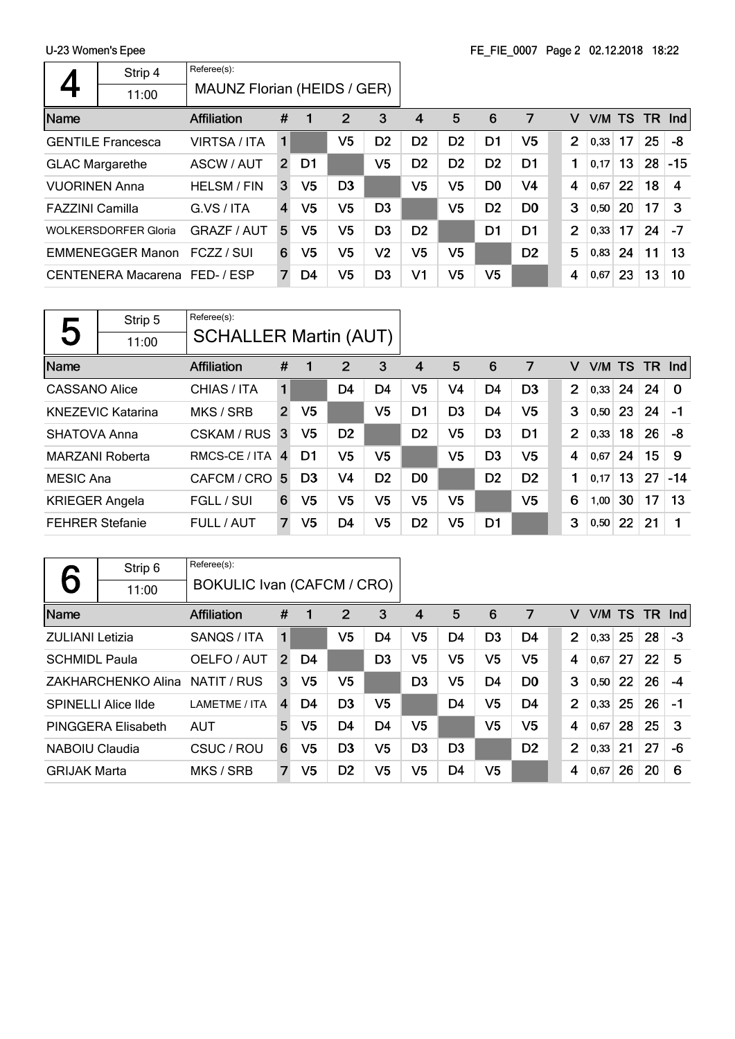U-23 Women's Epee

## 4 — Strip 4 — 11:00

Referee(s): MAUNZ Florian (HEIDS / GER)

| Name | Affiliation | # | 1 | 2 | 3 | 4 | 5 | 6 | 7 | V | V/M | TS | TR | Ind |
|---|---|---|---|---|---|---|---|---|---|---|---|---|---|---|
| GENTILE Francesca | VIRTSA / ITA | 1 | | V5 | D2 | D2 | D2 | D1 | V5 | 2 | 0,33 | 17 | 25 | -8 |
| GLAC Margarethe | ASCW / AUT | 2 | D1 | | V5 | D2 | D2 | D2 | D1 | 1 | 0,17 | 13 | 28 | -15 |
| VUORINEN Anna | HELSM / FIN | 3 | V5 | D3 | | V5 | V5 | D0 | V4 | 4 | 0,67 | 22 | 18 | 4 |
| FAZZINI Camilla | G.VS / ITA | 4 | V5 | V5 | D3 | | V5 | D2 | D0 | 3 | 0,50 | 20 | 17 | 3 |
| WOLKERSDORFER Gloria | GRAZF / AUT | 5 | V5 | V5 | D3 | D2 | | D1 | D1 | 2 | 0,33 | 17 | 24 | -7 |
| EMMENEGGER Manon | FCZZ / SUI | 6 | V5 | V5 | V2 | V5 | V5 | | D2 | 5 | 0,83 | 24 | 11 | 13 |
| CENTENERA Macarena | FED- / ESP | 7 | D4 | V5 | D3 | V1 | V5 | V5 | | 4 | 0,67 | 23 | 13 | 10 |

## 5 — Strip 5 — 11:00

Referee(s): SCHALLER Martin (AUT)

| Name | Affiliation | # | 1 | 2 | 3 | 4 | 5 | 6 | 7 | V | V/M | TS | TR | Ind |
|---|---|---|---|---|---|---|---|---|---|---|---|---|---|---|
| CASSANO Alice | CHIAS / ITA | 1 | | D4 | D4 | V5 | V4 | D4 | D3 | 2 | 0,33 | 24 | 24 | 0 |
| KNEZEVIC Katarina | MKS / SRB | 2 | V5 | | V5 | D1 | D3 | D4 | V5 | 3 | 0,50 | 23 | 24 | -1 |
| SHATOVA Anna | CSKAM / RUS | 3 | V5 | D2 | | D2 | V5 | D3 | D1 | 2 | 0,33 | 18 | 26 | -8 |
| MARZANI Roberta | RMCS-CE / ITA | 4 | D1 | V5 | V5 | | V5 | D3 | V5 | 4 | 0,67 | 24 | 15 | 9 |
| MESIC Ana | CAFCM / CRO | 5 | D3 | V4 | D2 | D0 | | D2 | D2 | 1 | 0,17 | 13 | 27 | -14 |
| KRIEGER Angela | FGLL / SUI | 6 | V5 | V5 | V5 | V5 | V5 | | V5 | 6 | 1,00 | 30 | 17 | 13 |
| FEHRER Stefanie | FULL / AUT | 7 | V5 | D4 | V5 | D2 | V5 | D1 | | 3 | 0,50 | 22 | 21 | 1 |

## 6 — Strip 6 — 11:00

Referee(s): BOKULIC Ivan (CAFCM / CRO)

| Name | Affiliation | # | 1 | 2 | 3 | 4 | 5 | 6 | 7 | V | V/M | TS | TR | Ind |
|---|---|---|---|---|---|---|---|---|---|---|---|---|---|---|
| ZULIANI Letizia | SANQS / ITA | 1 | | V5 | D4 | V5 | D4 | D3 | D4 | 2 | 0,33 | 25 | 28 | -3 |
| SCHMIDL Paula | OELFO / AUT | 2 | D4 | | D3 | V5 | V5 | V5 | V5 | 4 | 0,67 | 27 | 22 | 5 |
| ZAKHARCHENKO Alina | NATIT / RUS | 3 | V5 | V5 | | D3 | V5 | D4 | D0 | 3 | 0,50 | 22 | 26 | -4 |
| SPINELLI Alice Ilde | LAMETME / ITA | 4 | D4 | D3 | V5 | | D4 | V5 | D4 | 2 | 0,33 | 25 | 26 | -1 |
| PINGGERA Elisabeth | AUT | 5 | V5 | D4 | D4 | V5 | | V5 | V5 | 4 | 0,67 | 28 | 25 | 3 |
| NABOIU Claudia | CSUC / ROU | 6 | V5 | D3 | V5 | D3 | D3 | | D2 | 2 | 0,33 | 21 | 27 | -6 |
| GRIJAK Marta | MKS / SRB | 7 | V5 | D2 | V5 | V5 | D4 | V5 | | 4 | 0,67 | 26 | 20 | 6 |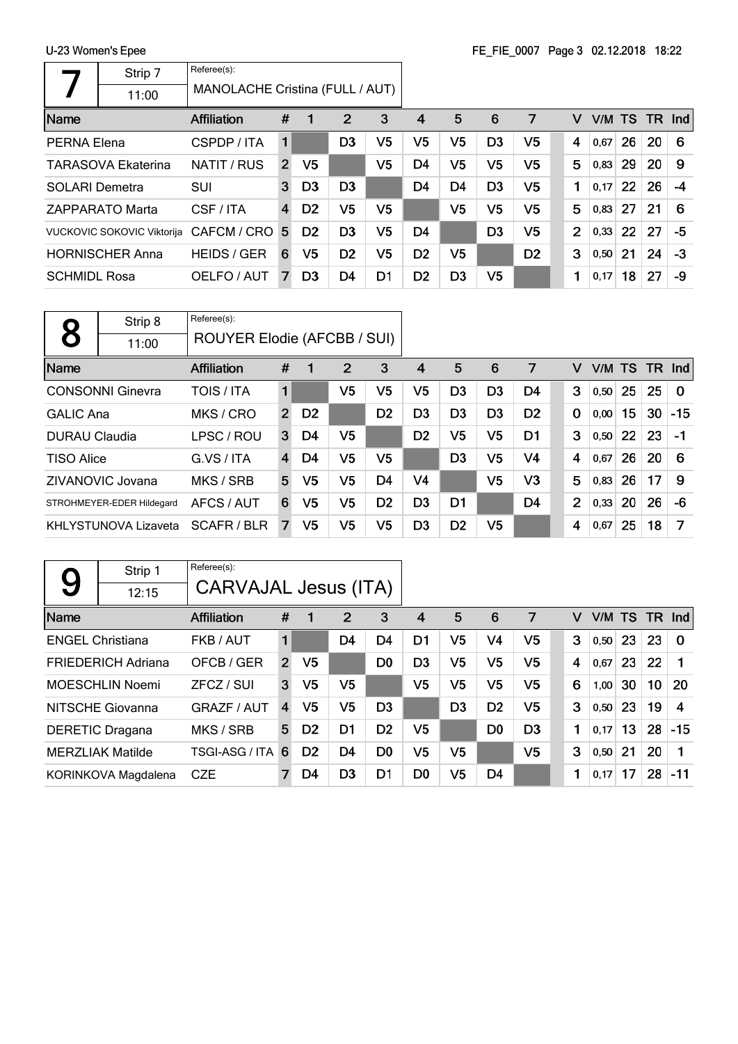U-23 Women's Epee

FE_FIE_0007 Page 3 02.12.2018 18:22

## 7

| Strip 7 | Referee(s): |
|---|---|
| 11:00 | MANOLACHE Cristina (FULL / AUT) |

| Name | Affiliation | # | 1 | 2 | 3 | 4 | 5 | 6 | 7 | V | V/M | TS | TR | Ind |
|---|---|---|---|---|---|---|---|---|---|---|---|---|---|---|
| PERNA Elena | CSPDP / ITA | 1 | | D3 | V5 | V5 | V5 | D3 | V5 | 4 | 0,67 | 26 | 20 | 6 |
| TARASOVA Ekaterina | NATIT / RUS | 2 | V5 | | V5 | D4 | V5 | V5 | V5 | 5 | 0,83 | 29 | 20 | 9 |
| SOLARI Demetra | SUI | 3 | D3 | D3 | | D4 | D4 | D3 | V5 | 1 | 0,17 | 22 | 26 | -4 |
| ZAPPARATO Marta | CSF / ITA | 4 | D2 | V5 | V5 | | V5 | V5 | V5 | 5 | 0,83 | 27 | 21 | 6 |
| VUCKOVIC SOKOVIC Viktorija | CAFCM / CRO | 5 | D2 | D3 | V5 | D4 | | D3 | V5 | 2 | 0,33 | 22 | 27 | -5 |
| HORNISCHER Anna | HEIDS / GER | 6 | V5 | D2 | V5 | D2 | V5 | | D2 | 3 | 0,50 | 21 | 24 | -3 |
| SCHMIDL Rosa | OELFO / AUT | 7 | D3 | D4 | D1 | D2 | D3 | V5 | | 1 | 0,17 | 18 | 27 | -9 |

## 8

| Strip 8 | Referee(s): |
|---|---|
| 11:00 | ROUYER Elodie (AFCBB / SUI) |

| Name | Affiliation | # | 1 | 2 | 3 | 4 | 5 | 6 | 7 | V | V/M | TS | TR | Ind |
|---|---|---|---|---|---|---|---|---|---|---|---|---|---|---|
| CONSONNI Ginevra | TOIS / ITA | 1 | | V5 | V5 | V5 | D3 | D3 | D4 | 3 | 0,50 | 25 | 25 | 0 |
| GALIC Ana | MKS / CRO | 2 | D2 | | D2 | D3 | D3 | D3 | D2 | 0 | 0,00 | 15 | 30 | -15 |
| DURAU Claudia | LPSC / ROU | 3 | D4 | V5 | | D2 | V5 | V5 | D1 | 3 | 0,50 | 22 | 23 | -1 |
| TISO Alice | G.VS / ITA | 4 | D4 | V5 | V5 | | D3 | V5 | V4 | 4 | 0,67 | 26 | 20 | 6 |
| ZIVANOVIC Jovana | MKS / SRB | 5 | V5 | V5 | D4 | V4 | | V5 | V3 | 5 | 0,83 | 26 | 17 | 9 |
| STROHMEYER-EDER Hildegard | AFCS / AUT | 6 | V5 | V5 | D2 | D3 | D1 | | D4 | 2 | 0,33 | 20 | 26 | -6 |
| KHLYSTUNOVA Lizaveta | SCAFR / BLR | 7 | V5 | V5 | V5 | D3 | D2 | V5 | | 4 | 0,67 | 25 | 18 | 7 |

## 9

| Strip 1 | Referee(s): |
|---|---|
| 12:15 | CARVAJAL Jesus (ITA) |

| Name | Affiliation | # | 1 | 2 | 3 | 4 | 5 | 6 | 7 | V | V/M | TS | TR | Ind |
|---|---|---|---|---|---|---|---|---|---|---|---|---|---|---|
| ENGEL Christiana | FKB / AUT | 1 | | D4 | D4 | D1 | V5 | V4 | V5 | 3 | 0,50 | 23 | 23 | 0 |
| FRIEDERICH Adriana | OFCB / GER | 2 | V5 | | D0 | D3 | V5 | V5 | V5 | 4 | 0,67 | 23 | 22 | 1 |
| MOESCHLIN Noemi | ZFCZ / SUI | 3 | V5 | V5 | | V5 | V5 | V5 | V5 | 6 | 1,00 | 30 | 10 | 20 |
| NITSCHE Giovanna | GRAZF / AUT | 4 | V5 | V5 | D3 | | D3 | D2 | V5 | 3 | 0,50 | 23 | 19 | 4 |
| DERETIC Dragana | MKS / SRB | 5 | D2 | D1 | D2 | V5 | | D0 | D3 | 1 | 0,17 | 13 | 28 | -15 |
| MERZLIAK Matilde | TSGI-ASG / ITA | 6 | D2 | D4 | D0 | V5 | V5 | | V5 | 3 | 0,50 | 21 | 20 | 1 |
| KORINKOVA Magdalena | CZE | 7 | D4 | D3 | D1 | D0 | V5 | D4 | | 1 | 0,17 | 17 | 28 | -11 |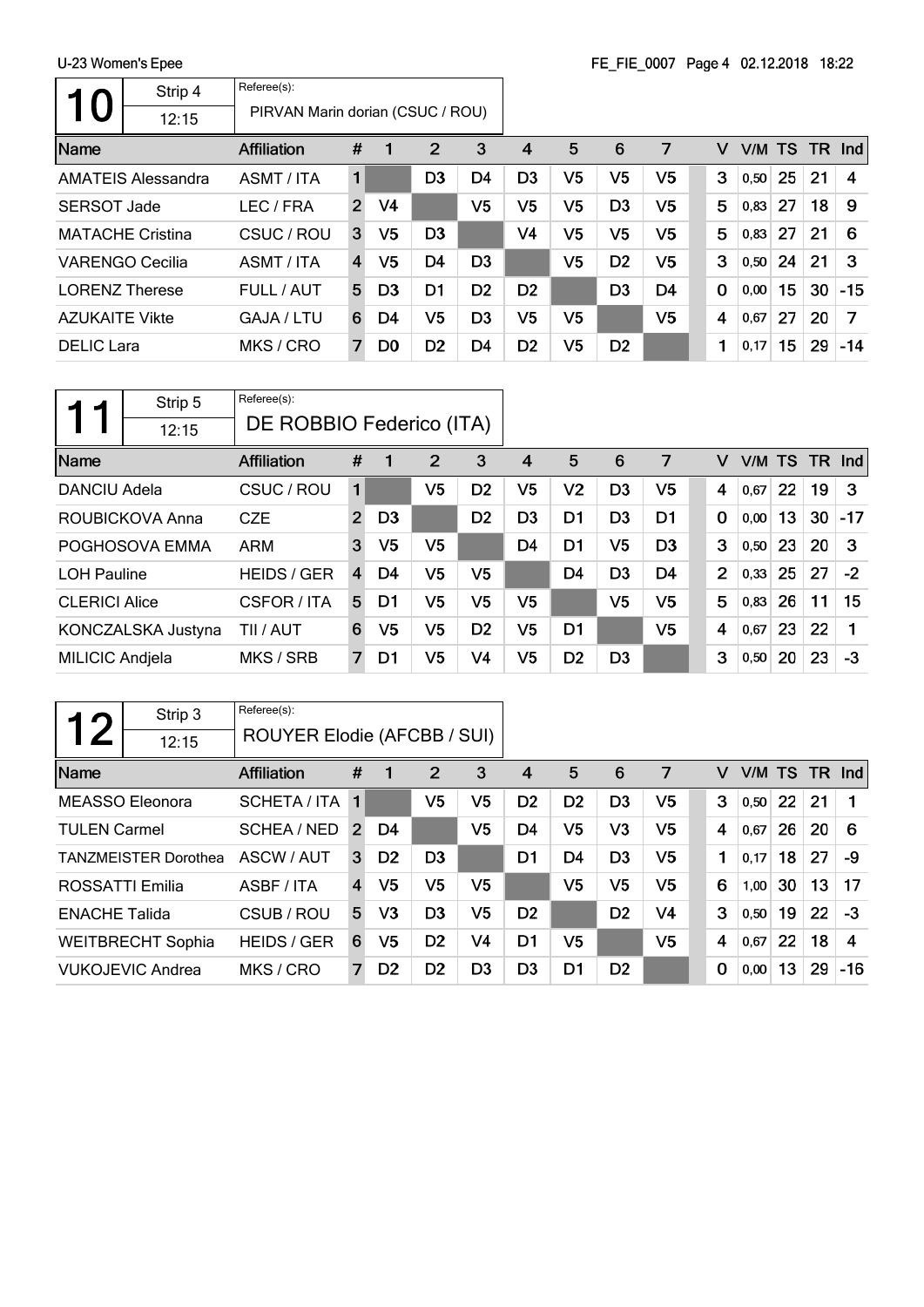U-23 Women's Epee

## 10

| Strip 4 | 12:15 | Referee(s): PIRVAN Marin dorian (CSUC / ROU) |
|---|---|---|

| Name | Affiliation | # | 1 | 2 | 3 | 4 | 5 | 6 | 7 | V | V/M | TS | TR | Ind |
|---|---|---|---|---|---|---|---|---|---|---|---|---|---|---|
| AMATEIS Alessandra | ASMT / ITA | 1 | | D3 | D4 | D3 | V5 | V5 | V5 | 3 | 0,50 | 25 | 21 | 4 |
| SERSOT Jade | LEC / FRA | 2 | V4 | | V5 | V5 | V5 | D3 | V5 | 5 | 0,83 | 27 | 18 | 9 |
| MATACHE Cristina | CSUC / ROU | 3 | V5 | D3 | | V4 | V5 | V5 | V5 | 5 | 0,83 | 27 | 21 | 6 |
| VARENGO Cecilia | ASMT / ITA | 4 | V5 | D4 | D3 | | V5 | D2 | V5 | 3 | 0,50 | 24 | 21 | 3 |
| LORENZ Therese | FULL / AUT | 5 | D3 | D1 | D2 | D2 | | D3 | D4 | 0 | 0,00 | 15 | 30 | -15 |
| AZUKAITE Vikte | GAJA / LTU | 6 | D4 | V5 | D3 | V5 | V5 | | V5 | 4 | 0,67 | 27 | 20 | 7 |
| DELIC Lara | MKS / CRO | 7 | D0 | D2 | D4 | D2 | V5 | D2 | | 1 | 0,17 | 15 | 29 | -14 |

## 11

| Strip 5 | 12:15 | Referee(s): DE ROBBIO Federico (ITA) |
|---|---|---|

| Name | Affiliation | # | 1 | 2 | 3 | 4 | 5 | 6 | 7 | V | V/M | TS | TR | Ind |
|---|---|---|---|---|---|---|---|---|---|---|---|---|---|---|
| DANCIU Adela | CSUC / ROU | 1 | | V5 | D2 | V5 | V2 | D3 | V5 | 4 | 0,67 | 22 | 19 | 3 |
| ROUBICKOVA Anna | CZE | 2 | D3 | | D2 | D3 | D1 | D3 | D1 | 0 | 0,00 | 13 | 30 | -17 |
| POGHOSOVA EMMA | ARM | 3 | V5 | V5 | | D4 | D1 | V5 | D3 | 3 | 0,50 | 23 | 20 | 3 |
| LOH Pauline | HEIDS / GER | 4 | D4 | V5 | V5 | | D4 | D3 | D4 | 2 | 0,33 | 25 | 27 | -2 |
| CLERICI Alice | CSFOR / ITA | 5 | D1 | V5 | V5 | V5 | | V5 | V5 | 5 | 0,83 | 26 | 11 | 15 |
| KONCZALSKA Justyna | TII / AUT | 6 | V5 | V5 | D2 | V5 | D1 | | V5 | 4 | 0,67 | 23 | 22 | 1 |
| MILICIC Andjela | MKS / SRB | 7 | D1 | V5 | V4 | V5 | D2 | D3 | | 3 | 0,50 | 20 | 23 | -3 |

## 12

| Strip 3 | 12:15 | Referee(s): ROUYER Elodie (AFCBB / SUI) |
|---|---|---|

| Name | Affiliation | # | 1 | 2 | 3 | 4 | 5 | 6 | 7 | V | V/M | TS | TR | Ind |
|---|---|---|---|---|---|---|---|---|---|---|---|---|---|---|
| MEASSO Eleonora | SCHETA / ITA | 1 | | V5 | V5 | D2 | D2 | D3 | V5 | 3 | 0,50 | 22 | 21 | 1 |
| TULEN Carmel | SCHEA / NED | 2 | D4 | | V5 | D4 | V5 | V3 | V5 | 4 | 0,67 | 26 | 20 | 6 |
| TANZMEISTER Dorothea | ASCW / AUT | 3 | D2 | D3 | | D1 | D4 | D3 | V5 | 1 | 0,17 | 18 | 27 | -9 |
| ROSSATTI Emilia | ASBF / ITA | 4 | V5 | V5 | V5 | | V5 | V5 | V5 | 6 | 1,00 | 30 | 13 | 17 |
| ENACHE Talida | CSUB / ROU | 5 | V3 | D3 | V5 | D2 | | D2 | V4 | 3 | 0,50 | 19 | 22 | -3 |
| WEITBRECHT Sophia | HEIDS / GER | 6 | V5 | D2 | V4 | D1 | V5 | | V5 | 4 | 0,67 | 22 | 18 | 4 |
| VUKOJEVIC Andrea | MKS / CRO | 7 | D2 | D2 | D3 | D3 | D1 | D2 | | 0 | 0,00 | 13 | 29 | -16 |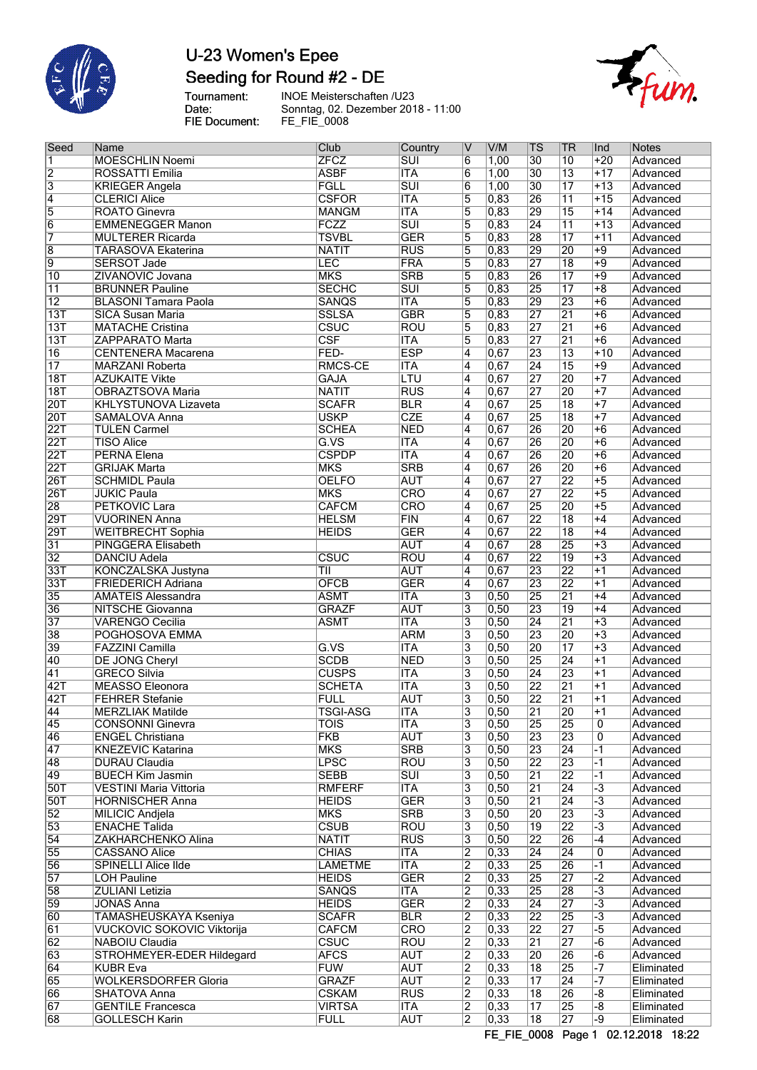# U-23 Women's Epee

## Seeding for Round #2 - DE

Tournament: INOE Meisterschaften /U23
Date: Sonntag, 02. Dezember 2018 - 11:00
FIE Document: FE_FIE_0008

| Seed | Name | Club | Country | V | V/M | TS | TR | Ind | Notes |
|---|---|---|---|---|---|---|---|---|---|
| 1 | MOESCHLIN Noemi | ZFCZ | SUI | 6 | 1,00 | 30 | 10 | +20 | Advanced |
| 2 | ROSSATTI Emilia | ASBF | ITA | 6 | 1,00 | 30 | 13 | +17 | Advanced |
| 3 | KRIEGER Angela | FGLL | SUI | 6 | 1,00 | 30 | 17 | +13 | Advanced |
| 4 | CLERICI Alice | CSFOR | ITA | 5 | 0,83 | 26 | 11 | +15 | Advanced |
| 5 | ROATO Ginevra | MANGM | ITA | 5 | 0,83 | 29 | 15 | +14 | Advanced |
| 6 | EMMENEGGER Manon | FCZZ | SUI | 5 | 0,83 | 24 | 11 | +13 | Advanced |
| 7 | MULTERER Ricarda | TSVBL | GER | 5 | 0,83 | 28 | 17 | +11 | Advanced |
| 8 | TARASOVA Ekaterina | NATIT | RUS | 5 | 0,83 | 29 | 20 | +9 | Advanced |
| 9 | SERSOT Jade | LEC | FRA | 5 | 0,83 | 27 | 18 | +9 | Advanced |
| 10 | ZIVANOVIC Jovana | MKS | SRB | 5 | 0,83 | 26 | 17 | +9 | Advanced |
| 11 | BRUNNER Pauline | SECHC | SUI | 5 | 0,83 | 25 | 17 | +8 | Advanced |
| 12 | BLASONI Tamara Paola | SANQS | ITA | 5 | 0,83 | 29 | 23 | +6 | Advanced |
| 13T | SICA Susan Maria | SSLSA | GBR | 5 | 0,83 | 27 | 21 | +6 | Advanced |
| 13T | MATACHE Cristina | CSUC | ROU | 5 | 0,83 | 27 | 21 | +6 | Advanced |
| 13T | ZAPPARATO Marta | CSF | ITA | 5 | 0,83 | 27 | 21 | +6 | Advanced |
| 16 | CENTENERA Macarena | FED- | ESP | 4 | 0,67 | 23 | 13 | +10 | Advanced |
| 17 | MARZANI Roberta | RMCS-CE | ITA | 4 | 0,67 | 24 | 15 | +9 | Advanced |
| 18T | AZUKAITE Vikte | GAJA | LTU | 4 | 0,67 | 27 | 20 | +7 | Advanced |
| 18T | OBRAZTSOVA Maria | NATIT | RUS | 4 | 0,67 | 27 | 20 | +7 | Advanced |
| 20T | KHLYSTUNOVA Lizaveta | SCAFR | BLR | 4 | 0,67 | 25 | 18 | +7 | Advanced |
| 20T | SAMALOVA Anna | USKP | CZE | 4 | 0,67 | 25 | 18 | +7 | Advanced |
| 22T | TULEN Carmel | SCHEA | NED | 4 | 0,67 | 26 | 20 | +6 | Advanced |
| 22T | TISO Alice | G.VS | ITA | 4 | 0,67 | 26 | 20 | +6 | Advanced |
| 22T | PERNA Elena | CSPDP | ITA | 4 | 0,67 | 26 | 20 | +6 | Advanced |
| 22T | GRIJAK Marta | MKS | SRB | 4 | 0,67 | 26 | 20 | +6 | Advanced |
| 26T | SCHMIDL Paula | OELFO | AUT | 4 | 0,67 | 27 | 22 | +5 | Advanced |
| 26T | JUKIC Paula | MKS | CRO | 4 | 0,67 | 27 | 22 | +5 | Advanced |
| 28 | PETKOVIC Lara | CAFCM | CRO | 4 | 0,67 | 25 | 20 | +5 | Advanced |
| 29T | VUORINEN Anna | HELSM | FIN | 4 | 0,67 | 22 | 18 | +4 | Advanced |
| 29T | WEITBRECHT Sophia | HEIDS | GER | 4 | 0,67 | 22 | 18 | +4 | Advanced |
| 31 | PINGGERA Elisabeth | | AUT | 4 | 0,67 | 28 | 25 | +3 | Advanced |
| 32 | DANCIU Adela | CSUC | ROU | 4 | 0,67 | 22 | 19 | +3 | Advanced |
| 33T | KONCZALSKA Justyna | TII | AUT | 4 | 0,67 | 23 | 22 | +1 | Advanced |
| 33T | FRIEDERICH Adriana | OFCB | GER | 4 | 0,67 | 23 | 22 | +1 | Advanced |
| 35 | AMATEIS Alessandra | ASMT | ITA | 3 | 0,50 | 25 | 21 | +4 | Advanced |
| 36 | NITSCHE Giovanna | GRAZF | AUT | 3 | 0,50 | 23 | 19 | +4 | Advanced |
| 37 | VARENGO Cecilia | ASMT | ITA | 3 | 0,50 | 24 | 21 | +3 | Advanced |
| 38 | POGHOSOVA EMMA | | ARM | 3 | 0,50 | 23 | 20 | +3 | Advanced |
| 39 | FAZZINI Camilla | G.VS | ITA | 3 | 0,50 | 20 | 17 | +3 | Advanced |
| 40 | DE JONG Cheryl | SCDB | NED | 3 | 0,50 | 25 | 24 | +1 | Advanced |
| 41 | GRECO Silvia | CUSPS | ITA | 3 | 0,50 | 24 | 23 | +1 | Advanced |
| 42T | MEASSO Eleonora | SCHETA | ITA | 3 | 0,50 | 22 | 21 | +1 | Advanced |
| 42T | FEHRER Stefanie | FULL | AUT | 3 | 0,50 | 22 | 21 | +1 | Advanced |
| 44 | MERZLIAK Matilde | TSGI-ASG | ITA | 3 | 0,50 | 21 | 20 | +1 | Advanced |
| 45 | CONSONNI Ginevra | TOIS | ITA | 3 | 0,50 | 25 | 25 | 0 | Advanced |
| 46 | ENGEL Christiana | FKB | AUT | 3 | 0,50 | 23 | 23 | 0 | Advanced |
| 47 | KNEZEVIC Katarina | MKS | SRB | 3 | 0,50 | 23 | 24 | -1 | Advanced |
| 48 | DURAU Claudia | LPSC | ROU | 3 | 0,50 | 22 | 23 | -1 | Advanced |
| 49 | BUECH Kim Jasmin | SEBB | SUI | 3 | 0,50 | 21 | 22 | -1 | Advanced |
| 50T | VESTINI Maria Vittoria | RMFERF | ITA | 3 | 0,50 | 21 | 24 | -3 | Advanced |
| 50T | HORNISCHER Anna | HEIDS | GER | 3 | 0,50 | 21 | 24 | -3 | Advanced |
| 52 | MILICIC Andjela | MKS | SRB | 3 | 0,50 | 20 | 23 | -3 | Advanced |
| 53 | ENACHE Talida | CSUB | ROU | 3 | 0,50 | 19 | 22 | -3 | Advanced |
| 54 | ZAKHARCHENKO Alina | NATIT | RUS | 3 | 0,50 | 22 | 26 | -4 | Advanced |
| 55 | CASSANO Alice | CHIAS | ITA | 2 | 0,33 | 24 | 24 | 0 | Advanced |
| 56 | SPINELLI Alice Ilde | LAMETME | ITA | 2 | 0,33 | 25 | 26 | -1 | Advanced |
| 57 | LOH Pauline | HEIDS | GER | 2 | 0,33 | 25 | 27 | -2 | Advanced |
| 58 | ZULIANI Letizia | SANQS | ITA | 2 | 0,33 | 25 | 28 | -3 | Advanced |
| 59 | JONAS Anna | HEIDS | GER | 2 | 0,33 | 24 | 27 | -3 | Advanced |
| 60 | TAMASHEUSKAYA Kseniya | SCAFR | BLR | 2 | 0,33 | 22 | 25 | -3 | Advanced |
| 61 | VUCKOVIC SOKOVIC Viktorija | CAFCM | CRO | 2 | 0,33 | 22 | 27 | -5 | Advanced |
| 62 | NABOIU Claudia | CSUC | ROU | 2 | 0,33 | 21 | 27 | -6 | Advanced |
| 63 | STROHMEYER-EDER Hildegard | AFCS | AUT | 2 | 0,33 | 20 | 26 | -6 | Advanced |
| 64 | KUBR Eva | FUW | AUT | 2 | 0,33 | 18 | 25 | -7 | Eliminated |
| 65 | WOLKERSDORFER Gloria | GRAZF | AUT | 2 | 0,33 | 17 | 24 | -7 | Eliminated |
| 66 | SHATOVA Anna | CSKAM | RUS | 2 | 0,33 | 18 | 26 | -8 | Eliminated |
| 67 | GENTILE Francesca | VIRTSA | ITA | 2 | 0,33 | 17 | 25 | -8 | Eliminated |
| 68 | GOLLESCH Karin | FULL | AUT | 2 | 0,33 | 18 | 27 | -9 | Eliminated |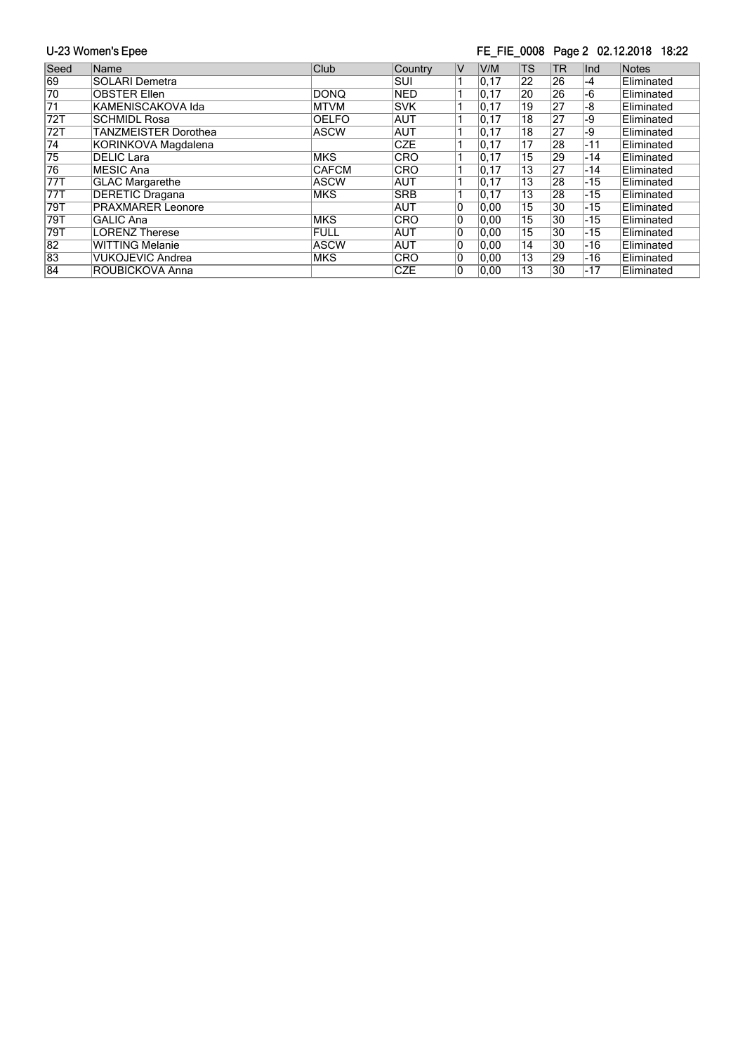U-23 Women's Epee

FE_FIE_0008

| Seed | Name | Club | Country | V | V/M | TS | TR | Ind | Notes |
|---|---|---|---|---|---|---|---|---|---|
| 69 | SOLARI Demetra | | SUI | 1 | 0,17 | 22 | 26 | -4 | Eliminated |
| 70 | OBSTER Ellen | DONQ | NED | 1 | 0,17 | 20 | 26 | -6 | Eliminated |
| 71 | KAMENISCAKOVA Ida | MTVM | SVK | 1 | 0,17 | 19 | 27 | -8 | Eliminated |
| 72T | SCHMIDL Rosa | OELFO | AUT | 1 | 0,17 | 18 | 27 | -9 | Eliminated |
| 72T | TANZMEISTER Dorothea | ASCW | AUT | 1 | 0,17 | 18 | 27 | -9 | Eliminated |
| 74 | KORINKOVA Magdalena | | CZE | 1 | 0,17 | 17 | 28 | -11 | Eliminated |
| 75 | DELIC Lara | MKS | CRO | 1 | 0,17 | 15 | 29 | -14 | Eliminated |
| 76 | MESIC Ana | CAFCM | CRO | 1 | 0,17 | 13 | 27 | -14 | Eliminated |
| 77T | GLAC Margarethe | ASCW | AUT | 1 | 0,17 | 13 | 28 | -15 | Eliminated |
| 77T | DERETIC Dragana | MKS | SRB | 1 | 0,17 | 13 | 28 | -15 | Eliminated |
| 79T | PRAXMARER Leonore | | AUT | 0 | 0,00 | 15 | 30 | -15 | Eliminated |
| 79T | GALIC Ana | MKS | CRO | 0 | 0,00 | 15 | 30 | -15 | Eliminated |
| 79T | LORENZ Therese | FULL | AUT | 0 | 0,00 | 15 | 30 | -15 | Eliminated |
| 82 | WITTING Melanie | ASCW | AUT | 0 | 0,00 | 14 | 30 | -16 | Eliminated |
| 83 | VUKOJEVIC Andrea | MKS | CRO | 0 | 0,00 | 13 | 29 | -16 | Eliminated |
| 84 | ROUBICKOVA Anna | | CZE | 0 | 0,00 | 13 | 30 | -17 | Eliminated |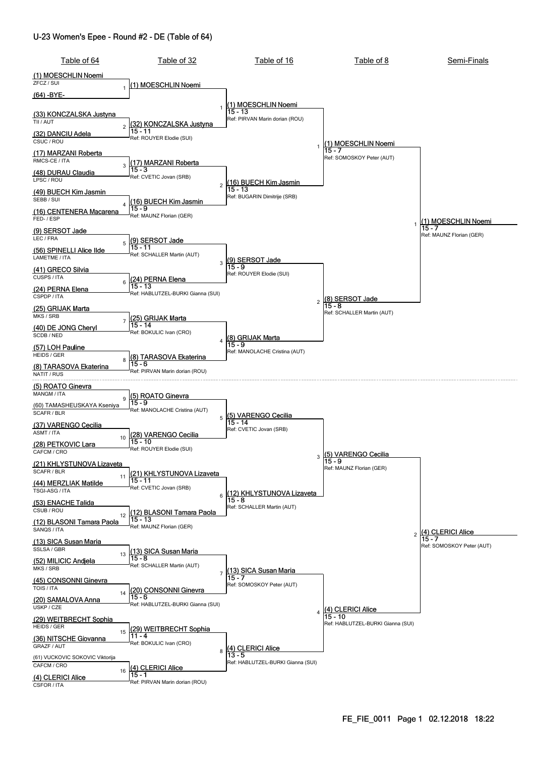# U-23 Women's Epee - Round #2 - DE (Table of 64)

## Table of 64

| # | Fencer | Club / Nation |
|---|---|---|
| 1 | (1) MOESCHLIN Noemi | ZFCZ / SUI |
| | (64) -BYE- | |
| 2 | (33) KONCZALSKA Justyna | TII / AUT |
| | (32) DANCIU Adela | CSUC / ROU |
| 3 | (17) MARZANI Roberta | RMCS-CE / ITA |
| | (48) DURAU Claudia | LPSC / ROU |
| 4 | (49) BUECH Kim Jasmin | SEBB / SUI |
| | (16) CENTENERA Macarena | FED- / ESP |
| 5 | (9) SERSOT Jade | LEC / FRA |
| | (56) SPINELLI Alice Ilde | LAMETME / ITA |
| 6 | (41) GRECO Silvia | CUSPS / ITA |
| | (24) PERNA Elena | CSPDP / ITA |
| 7 | (25) GRIJAK Marta | MKS / SRB |
| | (40) DE JONG Cheryl | SCDB / NED |
| 8 | (57) LOH Pauline | HEIDS / GER |
| | (8) TARASOVA Ekaterina | NATIT / RUS |
| 9 | (5) ROATO Ginevra | MANGM / ITA |
| | (60) TAMASHEUSKAYA Kseniya | SCAFR / BLR |
| 10 | (37) VARENGO Cecilia | ASMT / ITA |
| | (28) PETKOVIC Lara | CAFCM / CRO |
| 11 | (21) KHLYSTUNOVA Lizaveta | SCAFR / BLR |
| | (44) MERZLIAK Matilde | TSGI-ASG / ITA |
| 12 | (53) ENACHE Talida | CSUB / ROU |
| | (12) BLASONI Tamara Paola | SANQS / ITA |
| 13 | (13) SICA Susan Maria | SSLSA / GBR |
| | (52) MILICIC Andjela | MKS / SRB |
| 14 | (45) CONSONNI Ginevra | TOIS / ITA |
| | (20) SAMALOVA Anna | USKP / CZE |
| 15 | (29) WEITBRECHT Sophia | HEIDS / GER |
| | (36) NITSCHE Giovanna | GRAZF / AUT |
| 16 | (61) VUCKOVIC SOKOVIC Viktorija | CAFCM / CRO |
| | (4) CLERICI Alice | CSFOR / ITA |

## Table of 32

| # | Winner | Score | Referee |
|---|---|---|---|
| 1 | (1) MOESCHLIN Noemi | | |
| 2 | (32) KONCZALSKA Justyna | 15 - 11 | ROUYER Elodie (SUI) |
| 3 | (17) MARZANI Roberta | 15 - 3 | CVETIC Jovan (SRB) |
| 4 | (16) BUECH Kim Jasmin | 15 - 9 | MAUNZ Florian (GER) |
| 5 | (9) SERSOT Jade | 15 - 11 | SCHALLER Martin (AUT) |
| 6 | (24) PERNA Elena | 15 - 13 | HABLUTZEL-BURKI Gianna (SUI) |
| 7 | (25) GRIJAK Marta | 15 - 14 | BOKULIC Ivan (CRO) |
| 8 | (8) TARASOVA Ekaterina | 15 - 6 | PIRVAN Marin dorian (ROU) |
| 9 | (5) ROATO Ginevra | 15 - 9 | MANOLACHE Cristina (AUT) |
| 10 | (28) VARENGO Cecilia | 15 - 10 | ROUYER Elodie (SUI) |
| 11 | (21) KHLYSTUNOVA Lizaveta | 15 - 11 | CVETIC Jovan (SRB) |
| 12 | (12) BLASONI Tamara Paola | 15 - 13 | MAUNZ Florian (GER) |
| 13 | (13) SICA Susan Maria | 15 - 8 | SCHALLER Martin (AUT) |
| 14 | (20) CONSONNI Ginevra | 15 - 6 | HABLUTZEL-BURKI Gianna (SUI) |
| 15 | (29) WEITBRECHT Sophia | 11 - 4 | BOKULIC Ivan (CRO) |
| 16 | (4) CLERICI Alice | 15 - 1 | PIRVAN Marin dorian (ROU) |

## Table of 16

| # | Winner | Score | Referee |
|---|---|---|---|
| 1 | (1) MOESCHLIN Noemi | 15 - 13 | PIRVAN Marin dorian (ROU) |
| 2 | (16) BUECH Kim Jasmin | 15 - 13 | BUGARIN Dimitrije (SRB) |
| 3 | (9) SERSOT Jade | 15 - 9 | ROUYER Elodie (SUI) |
| 4 | (8) GRIJAK Marta | 15 - 9 | MANOLACHE Cristina (AUT) |
| 5 | (5) VARENGO Cecilia | 15 - 14 | CVETIC Jovan (SRB) |
| 6 | (12) KHLYSTUNOVA Lizaveta | 15 - 8 | SCHALLER Martin (AUT) |
| 7 | (13) SICA Susan Maria | 15 - 7 | SOMOSKOY Peter (AUT) |
| 8 | (4) CLERICI Alice | 13 - 5 | HABLUTZEL-BURKI Gianna (SUI) |

## Table of 8

| # | Winner | Score | Referee |
|---|---|---|---|
| 1 | (1) MOESCHLIN Noemi | 15 - 7 | SOMOSKOY Peter (AUT) |
| 2 | (8) SERSOT Jade | 15 - 8 | SCHALLER Martin (AUT) |
| 3 | (5) VARENGO Cecilia | 15 - 9 | MAUNZ Florian (GER) |
| 4 | (4) CLERICI Alice | 15 - 10 | HABLUTZEL-BURKI Gianna (SUI) |

## Semi-Finals

| # | Winner | Score | Referee |
|---|---|---|---|
| 1 | (1) MOESCHLIN Noemi | 15 - 7 | MAUNZ Florian (GER) |
| 2 | (4) CLERICI Alice | 15 - 7 | SOMOSKOY Peter (AUT) |

FE_FIE_0011 Page 1 02.12.2018 18:22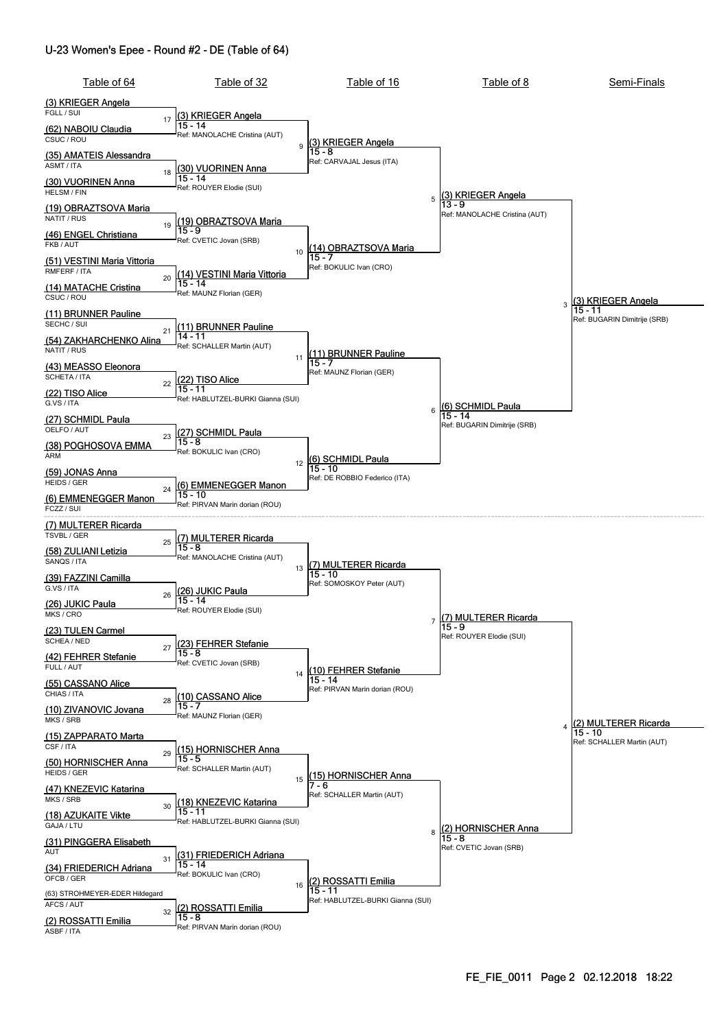## U-23 Women's Epee - Round #2 - DE (Table of 64)

### Table of 64

| Seed | Fencer | Club / Nation |
|---|---|---|
| (3) | KRIEGER Angela | FGLL / SUI |
| (62) | NABOIU Claudia | CSUC / ROU |
| (35) | AMATEIS Alessandra | ASMT / ITA |
| (30) | VUORINEN Anna | HELSM / FIN |
| (19) | OBRAZTSOVA Maria | NATIT / RUS |
| (46) | ENGEL Christiana | FKB / AUT |
| (51) | VESTINI Maria Vittoria | RMFERF / ITA |
| (14) | MATACHE Cristina | CSUC / ROU |
| (11) | BRUNNER Pauline | SECHC / SUI |
| (54) | ZAKHARCHENKO Alina | NATIT / RUS |
| (43) | MEASSO Eleonora | SCHETA / ITA |
| (22) | TISO Alice | G.VS / ITA |
| (27) | SCHMIDL Paula | OELFO / AUT |
| (38) | POGHOSOVA EMMA | ARM |
| (59) | JONAS Anna | HEIDS / GER |
| (6) | EMMENEGGER Manon | FCZZ / SUI |
| (7) | MULTERER Ricarda | TSVBL / GER |
| (58) | ZULIANI Letizia | SANQS / ITA |
| (39) | FAZZINI Camilla | G.VS / ITA |
| (26) | JUKIC Paula | MKS / CRO |
| (23) | TULEN Carmel | SCHEA / NED |
| (42) | FEHRER Stefanie | FULL / AUT |
| (55) | CASSANO Alice | CHIAS / ITA |
| (10) | ZIVANOVIC Jovana | MKS / SRB |
| (15) | ZAPPARATO Marta | CSF / ITA |
| (50) | HORNISCHER Anna | HEIDS / GER |
| (47) | KNEZEVIC Katarina | MKS / SRB |
| (18) | AZUKAITE Vikte | GAJA / LTU |
| (31) | PINGGERA Elisabeth | AUT |
| (34) | FRIEDERICH Adriana | OFCB / GER |
| (63) | STROHMEYER-EDER Hildegard | AFCS / AUT |
| (2) | ROSSATTI Emilia | ASBF / ITA |

### Table of 32

| Bout | Winner | Score | Referee |
|---|---|---|---|
| 17 | (3) KRIEGER Angela | 15 - 14 | MANOLACHE Cristina (AUT) |
| 18 | (30) VUORINEN Anna | 15 - 14 | ROUYER Elodie (SUI) |
| 19 | (19) OBRAZTSOVA Maria | 15 - 9 | CVETIC Jovan (SRB) |
| 20 | (14) VESTINI Maria Vittoria | 15 - 14 | MAUNZ Florian (GER) |
| 21 | (11) BRUNNER Pauline | 14 - 11 | SCHALLER Martin (AUT) |
| 22 | (22) TISO Alice | 15 - 11 | HABLUTZEL-BURKI Gianna (SUI) |
| 23 | (27) SCHMIDL Paula | 15 - 8 | BOKULIC Ivan (CRO) |
| 24 | (6) EMMENEGGER Manon | 15 - 10 | PIRVAN Marin dorian (ROU) |
| 25 | (7) MULTERER Ricarda | 15 - 8 | MANOLACHE Cristina (AUT) |
| 26 | (26) JUKIC Paula | 15 - 14 | ROUYER Elodie (SUI) |
| 27 | (23) FEHRER Stefanie | 15 - 8 | CVETIC Jovan (SRB) |
| 28 | (10) CASSANO Alice | 15 - 7 | MAUNZ Florian (GER) |
| 29 | (15) HORNISCHER Anna | 15 - 5 | SCHALLER Martin (AUT) |
| 30 | (18) KNEZEVIC Katarina | 15 - 11 | HABLUTZEL-BURKI Gianna (SUI) |
| 31 | (31) FRIEDERICH Adriana | 15 - 14 | BOKULIC Ivan (CRO) |
| 32 | (2) ROSSATTI Emilia | 15 - 8 | PIRVAN Marin dorian (ROU) |

### Table of 16

| Bout | Winner | Score | Referee |
|---|---|---|---|
| 9 | (3) KRIEGER Angela | 15 - 8 | CARVAJAL Jesus (ITA) |
| 10 | (14) OBRAZTSOVA Maria | 15 - 7 | BOKULIC Ivan (CRO) |
| 11 | (11) BRUNNER Pauline | 15 - 7 | MAUNZ Florian (GER) |
| 12 | (6) SCHMIDL Paula | 15 - 10 | DE ROBBIO Federico (ITA) |
| 13 | (7) MULTERER Ricarda | 15 - 10 | SOMOSKOY Peter (AUT) |
| 14 | (10) FEHRER Stefanie | 15 - 14 | PIRVAN Marin dorian (ROU) |
| 15 | (15) HORNISCHER Anna | 7 - 6 | SCHALLER Martin (AUT) |
| 16 | (2) ROSSATTI Emilia | 15 - 11 | HABLUTZEL-BURKI Gianna (SUI) |

### Table of 8

| Bout | Winner | Score | Referee |
|---|---|---|---|
| 5 | (3) KRIEGER Angela | 13 - 9 | MANOLACHE Cristina (AUT) |
| 6 | (6) SCHMIDL Paula | 15 - 14 | BUGARIN Dimitrije (SRB) |
| 7 | (7) MULTERER Ricarda | 15 - 9 | ROUYER Elodie (SUI) |
| 8 | (2) HORNISCHER Anna | 15 - 8 | CVETIC Jovan (SRB) |

### Semi-Finals

| Bout | Winner | Score | Referee |
|---|---|---|---|
| 3 | (3) KRIEGER Angela | 15 - 11 | BUGARIN Dimitrije (SRB) |
| 4 | (2) MULTERER Ricarda | 15 - 10 | SCHALLER Martin (AUT) |

FE_FIE_0011 Page 2 02.12.2018 18:22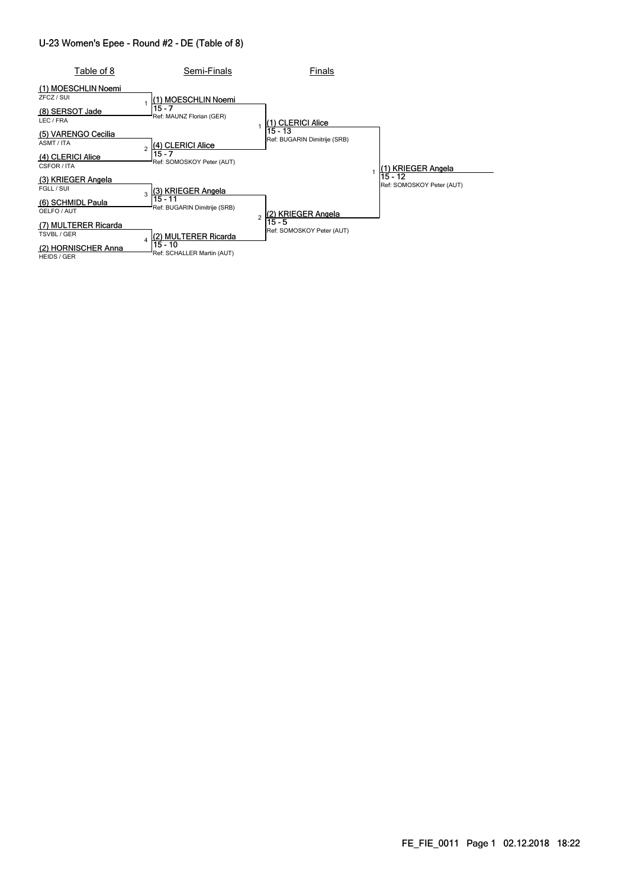## U-23 Women's Epee - Round #2 - DE (Table of 8)

| Table of 8 | Semi-Finals | Finals | |
|---|---|---|---|
| (1) MOESCHLIN Noemi<br>ZFCZ / SUI | | | |
| | 1 (1) MOESCHLIN Noemi<br>15 - 7<br>Ref: MAUNZ Florian (GER) | | |
| (8) SERSOT Jade<br>LEC / FRA | | | |
| | | 1 (1) CLERICI Alice<br>15 - 13<br>Ref: BUGARIN Dimitrije (SRB) | |
| (5) VARENGO Cecilia<br>ASMT / ITA | | | |
| | 2 (4) CLERICI Alice<br>15 - 7<br>Ref: SOMOSKOY Peter (AUT) | | |
| (4) CLERICI Alice<br>CSFOR / ITA | | | |
| | | | 1 (1) KRIEGER Angela<br>15 - 12<br>Ref: SOMOSKOY Peter (AUT) |
| (3) KRIEGER Angela<br>FGLL / SUI | | | |
| | 3 (3) KRIEGER Angela<br>15 - 11<br>Ref: BUGARIN Dimitrije (SRB) | | |
| (6) SCHMIDL Paula<br>OELFO / AUT | | | |
| | | 2 (2) KRIEGER Angela<br>15 - 5<br>Ref: SOMOSKOY Peter (AUT) | |
| (7) MULTERER Ricarda<br>TSVBL / GER | | | |
| | 4 (2) MULTERER Ricarda<br>15 - 10<br>Ref: SCHALLER Martin (AUT) | | |
| (2) HORNISCHER Anna<br>HEIDS / GER | | | |

FE_FIE_0011 Page 1 02.12.2018 18:22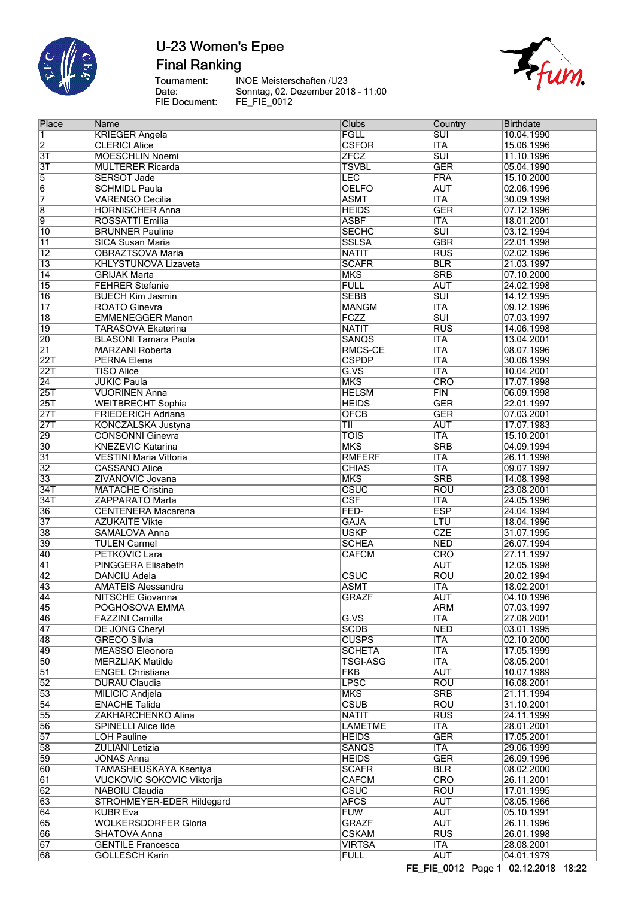# U-23 Women's Epee

## Final Ranking

Tournament: INOE Meisterschaften /U23
Date: Sonntag, 02. Dezember 2018 - 11:00
FIE Document: FE_FIE_0012

| Place | Name | Clubs | Country | Birthdate |
|---|---|---|---|---|
| 1 | KRIEGER Angela | FGLL | SUI | 10.04.1990 |
| 2 | CLERICI Alice | CSFOR | ITA | 15.06.1996 |
| 3T | MOESCHLIN Noemi | ZFCZ | SUI | 11.10.1996 |
| 3T | MULTERER Ricarda | TSVBL | GER | 05.04.1990 |
| 5 | SERSOT Jade | LEC | FRA | 15.10.2000 |
| 6 | SCHMIDL Paula | OELFO | AUT | 02.06.1996 |
| 7 | VARENGO Cecilia | ASMT | ITA | 30.09.1998 |
| 8 | HORNISCHER Anna | HEIDS | GER | 07.12.1996 |
| 9 | ROSSATTI Emilia | ASBF | ITA | 18.01.2001 |
| 10 | BRUNNER Pauline | SECHC | SUI | 03.12.1994 |
| 11 | SICA Susan Maria | SSLSA | GBR | 22.01.1998 |
| 12 | OBRAZTSOVA Maria | NATIT | RUS | 02.02.1996 |
| 13 | KHLYSTUNOVA Lizaveta | SCAFR | BLR | 21.03.1997 |
| 14 | GRIJAK Marta | MKS | SRB | 07.10.2000 |
| 15 | FEHRER Stefanie | FULL | AUT | 24.02.1998 |
| 16 | BUECH Kim Jasmin | SEBB | SUI | 14.12.1995 |
| 17 | ROATO Ginevra | MANGM | ITA | 09.12.1996 |
| 18 | EMMENEGGER Manon | FCZZ | SUI | 07.03.1997 |
| 19 | TARASOVA Ekaterina | NATIT | RUS | 14.06.1998 |
| 20 | BLASONI Tamara Paola | SANQS | ITA | 13.04.2001 |
| 21 | MARZANI Roberta | RMCS-CE | ITA | 08.07.1996 |
| 22T | PERNA Elena | CSPDP | ITA | 30.06.1999 |
| 22T | TISO Alice | G.VS | ITA | 10.04.2001 |
| 24 | JUKIC Paula | MKS | CRO | 17.07.1998 |
| 25T | VUORINEN Anna | HELSM | FIN | 06.09.1998 |
| 25T | WEITBRECHT Sophia | HEIDS | GER | 22.01.1997 |
| 27T | FRIEDERICH Adriana | OFCB | GER | 07.03.2001 |
| 27T | KONCZALSKA Justyna | TII | AUT | 17.07.1983 |
| 29 | CONSONNI Ginevra | TOIS | ITA | 15.10.2001 |
| 30 | KNEZEVIC Katarina | MKS | SRB | 04.09.1994 |
| 31 | VESTINI Maria Vittoria | RMFERF | ITA | 26.11.1998 |
| 32 | CASSANO Alice | CHIAS | ITA | 09.07.1997 |
| 33 | ZIVANOVIC Jovana | MKS | SRB | 14.08.1998 |
| 34T | MATACHE Cristina | CSUC | ROU | 23.08.2001 |
| 34T | ZAPPARATO Marta | CSF | ITA | 24.05.1996 |
| 36 | CENTENERA Macarena | FED- | ESP | 24.04.1994 |
| 37 | AZUKAITE Vikte | GAJA | LTU | 18.04.1996 |
| 38 | SAMALOVA Anna | USKP | CZE | 31.07.1995 |
| 39 | TULEN Carmel | SCHEA | NED | 26.07.1994 |
| 40 | PETKOVIC Lara | CAFCM | CRO | 27.11.1997 |
| 41 | PINGGERA Elisabeth | | AUT | 12.05.1998 |
| 42 | DANCIU Adela | CSUC | ROU | 20.02.1994 |
| 43 | AMATEIS Alessandra | ASMT | ITA | 18.02.2001 |
| 44 | NITSCHE Giovanna | GRAZF | AUT | 04.10.1996 |
| 45 | POGHOSOVA EMMA | | ARM | 07.03.1997 |
| 46 | FAZZINI Camilla | G.VS | ITA | 27.08.2001 |
| 47 | DE JONG Cheryl | SCDB | NED | 03.01.1995 |
| 48 | GRECO Silvia | CUSPS | ITA | 02.10.2000 |
| 49 | MEASSO Eleonora | SCHETA | ITA | 17.05.1999 |
| 50 | MERZLIAK Matilde | TSGI-ASG | ITA | 08.05.2001 |
| 51 | ENGEL Christiana | FKB | AUT | 10.07.1989 |
| 52 | DURAU Claudia | LPSC | ROU | 16.08.2001 |
| 53 | MILICIC Andjela | MKS | SRB | 21.11.1994 |
| 54 | ENACHE Talida | CSUB | ROU | 31.10.2001 |
| 55 | ZAKHARCHENKO Alina | NATIT | RUS | 24.11.1999 |
| 56 | SPINELLI Alice Ilde | LAMETME | ITA | 28.01.2001 |
| 57 | LOH Pauline | HEIDS | GER | 17.05.2001 |
| 58 | ZULIANI Letizia | SANQS | ITA | 29.06.1999 |
| 59 | JONAS Anna | HEIDS | GER | 26.09.1996 |
| 60 | TAMASHEUSKAYA Kseniya | SCAFR | BLR | 08.02.2000 |
| 61 | VUCKOVIC SOKOVIC Viktorija | CAFCM | CRO | 26.11.2001 |
| 62 | NABOIU Claudia | CSUC | ROU | 17.01.1995 |
| 63 | STROHMEYER-EDER Hildegard | AFCS | AUT | 08.05.1966 |
| 64 | KUBR Eva | FUW | AUT | 05.10.1991 |
| 65 | WOLKERSDORFER Gloria | GRAZF | AUT | 26.11.1996 |
| 66 | SHATOVA Anna | CSKAM | RUS | 26.01.1998 |
| 67 | GENTILE Francesca | VIRTSA | ITA | 28.08.2001 |
| 68 | GOLLESCH Karin | FULL | AUT | 04.01.1979 |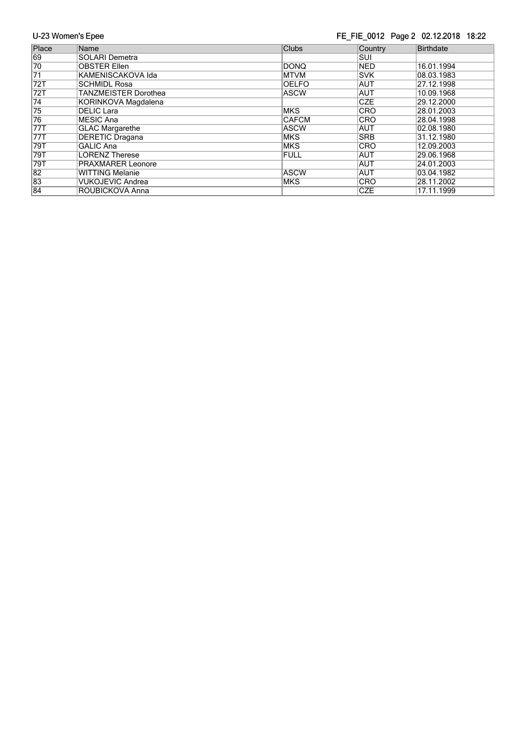| Place | Name | Clubs | Country | Birthdate |
| --- | --- | --- | --- | --- |
| 69 | SOLARI Demetra | | SUI | |
| 70 | OBSTER Ellen | DONQ | NED | 16.01.1994 |
| 71 | KAMENISCAKOVA Ida | MTVM | SVK | 08.03.1983 |
| 72T | SCHMIDL Rosa | OELFO | AUT | 27.12.1998 |
| 72T | TANZMEISTER Dorothea | ASCW | AUT | 10.09.1968 |
| 74 | KORINKOVA Magdalena | | CZE | 29.12.2000 |
| 75 | DELIC Lara | MKS | CRO | 28.01.2003 |
| 76 | MESIC Ana | CAFCM | CRO | 28.04.1998 |
| 77T | GLAC Margarethe | ASCW | AUT | 02.08.1980 |
| 77T | DERETIC Dragana | MKS | SRB | 31.12.1980 |
| 79T | GALIC Ana | MKS | CRO | 12.09.2003 |
| 79T | LORENZ Therese | FULL | AUT | 29.06.1968 |
| 79T | PRAXMARER Leonore | | AUT | 24.01.2003 |
| 82 | WITTING Melanie | ASCW | AUT | 03.04.1982 |
| 83 | VUKOJEVIC Andrea | MKS | CRO | 28.11.2002 |
| 84 | ROUBICKOVA Anna | | CZE | 17.11.1999 |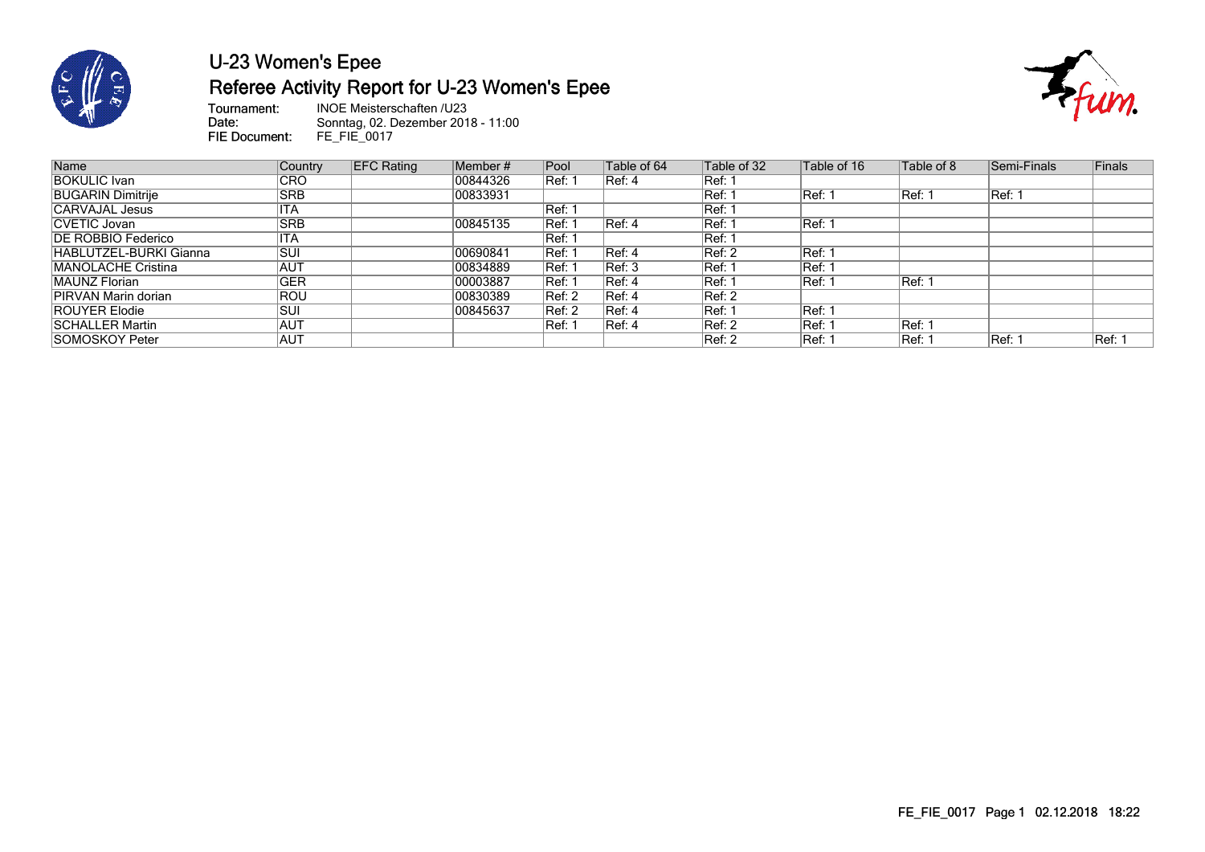# U-23 Women's Epee

## Referee Activity Report for U-23 Women's Epee

**Tournament:** INOE Meisterschaften /U23
**Date:** Sonntag, 02. Dezember 2018 - 11:00
**FIE Document:** FE_FIE_0017

| Name | Country | EFC Rating | Member # | Pool | Table of 64 | Table of 32 | Table of 16 | Table of 8 | Semi-Finals | Finals |
|---|---|---|---|---|---|---|---|---|---|---|
| BOKULIC Ivan | CRO | | 00844326 | Ref: 1 | Ref: 4 | Ref: 1 | | | | |
| BUGARIN Dimitrije | SRB | | 00833931 | | | Ref: 1 | Ref: 1 | Ref: 1 | Ref: 1 | |
| CARVAJAL Jesus | ITA | | | Ref: 1 | | Ref: 1 | | | | |
| CVETIC Jovan | SRB | | 00845135 | Ref: 1 | Ref: 4 | Ref: 1 | Ref: 1 | | | |
| DE ROBBIO Federico | ITA | | | Ref: 1 | | Ref: 1 | | | | |
| HABLUTZEL-BURKI Gianna | SUI | | 00690841 | Ref: 1 | Ref: 4 | Ref: 2 | Ref: 1 | | | |
| MANOLACHE Cristina | AUT | | 00834889 | Ref: 1 | Ref: 3 | Ref: 1 | Ref: 1 | | | |
| MAUNZ Florian | GER | | 00003887 | Ref: 1 | Ref: 4 | Ref: 1 | Ref: 1 | Ref: 1 | | |
| PIRVAN Marin dorian | ROU | | 00830389 | Ref: 2 | Ref: 4 | Ref: 2 | | | | |
| ROUYER Elodie | SUI | | 00845637 | Ref: 2 | Ref: 4 | Ref: 1 | Ref: 1 | | | |
| SCHALLER Martin | AUT | | | Ref: 1 | Ref: 4 | Ref: 2 | Ref: 1 | Ref: 1 | | |
| SOMOSKOY Peter | AUT | | | | | Ref: 2 | Ref: 1 | Ref: 1 | Ref: 1 | Ref: 1 |